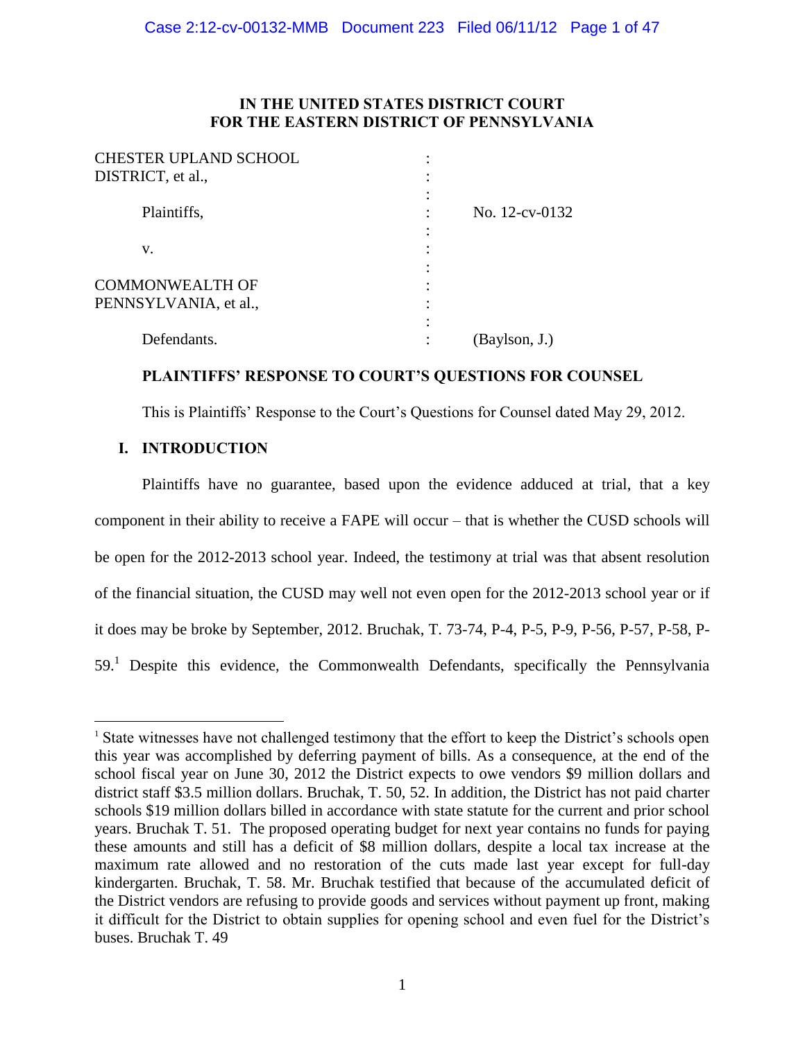# IN THE UNITED STATES DISTRICT COURT FOR THE EASTERN DISTRICT OF PENNSYLVANIA

| | | |
|---|---|---|
| CHESTER UPLAND SCHOOL DISTRICT, et al., | : | |
| Plaintiffs, | : | No. 12-cv-0132 |
| v. | : | |
| COMMONWEALTH OF PENNSYLVANIA, et al., | : | |
| Defendants. | : | (Baylson, J.) |

## PLAINTIFFS' RESPONSE TO COURT'S QUESTIONS FOR COUNSEL

This is Plaintiffs' Response to the Court's Questions for Counsel dated May 29, 2012.

## I. INTRODUCTION

Plaintiffs have no guarantee, based upon the evidence adduced at trial, that a key component in their ability to receive a FAPE will occur – that is whether the CUSD schools will be open for the 2012-2013 school year. Indeed, the testimony at trial was that absent resolution of the financial situation, the CUSD may well not even open for the 2012-2013 school year or if it does may be broke by September, 2012. Bruchak, T. 73-74, P-4, P-5, P-9, P-56, P-57, P-58, P-59.[1] Despite this evidence, the Commonwealth Defendants, specifically the Pennsylvania

[1] State witnesses have not challenged testimony that the effort to keep the District's schools open this year was accomplished by deferring payment of bills. As a consequence, at the end of the school fiscal year on June 30, 2012 the District expects to owe vendors $9 million dollars and district staff $3.5 million dollars. Bruchak, T. 50, 52. In addition, the District has not paid charter schools $19 million dollars billed in accordance with state statute for the current and prior school years. Bruchak T. 51. The proposed operating budget for next year contains no funds for paying these amounts and still has a deficit of $8 million dollars, despite a local tax increase at the maximum rate allowed and no restoration of the cuts made last year except for full-day kindergarten. Bruchak, T. 58. Mr. Bruchak testified that because of the accumulated deficit of the District vendors are refusing to provide goods and services without payment up front, making it difficult for the District to obtain supplies for opening school and even fuel for the District's buses. Bruchak T. 49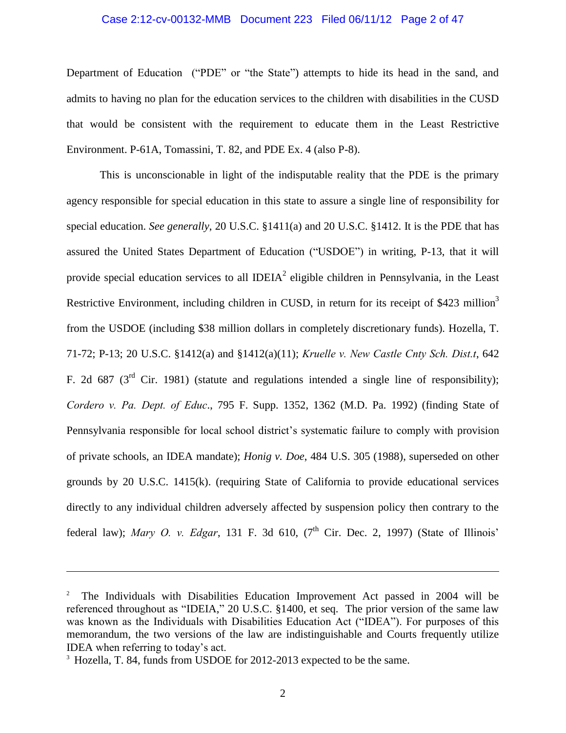Department of Education ("PDE" or "the State") attempts to hide its head in the sand, and admits to having no plan for the education services to the children with disabilities in the CUSD that would be consistent with the requirement to educate them in the Least Restrictive Environment. P-61A, Tomassini, T. 82, and PDE Ex. 4 (also P-8).

This is unconscionable in light of the indisputable reality that the PDE is the primary agency responsible for special education in this state to assure a single line of responsibility for special education. *See generally*, 20 U.S.C. §1411(a) and 20 U.S.C. §1412. It is the PDE that has assured the United States Department of Education ("USDOE") in writing, P-13, that it will provide special education services to all IDEIA[2] eligible children in Pennsylvania, in the Least Restrictive Environment, including children in CUSD, in return for its receipt of $423 million[3] from the USDOE (including $38 million dollars in completely discretionary funds). Hozella, T. 71-72; P-13; 20 U.S.C. §1412(a) and §1412(a)(11); *Kruelle v. New Castle Cnty Sch. Dist.t*, 642 F. 2d 687 (3rd Cir. 1981) (statute and regulations intended a single line of responsibility); *Cordero v. Pa. Dept. of Educ*., 795 F. Supp. 1352, 1362 (M.D. Pa. 1992) (finding State of Pennsylvania responsible for local school district's systematic failure to comply with provision of private schools, an IDEA mandate); *Honig v. Doe*, 484 U.S. 305 (1988), superseded on other grounds by 20 U.S.C. 1415(k). (requiring State of California to provide educational services directly to any individual children adversely affected by suspension policy then contrary to the federal law); *Mary O. v. Edgar*, 131 F. 3d 610, (7th Cir. Dec. 2, 1997) (State of Illinois'

---

[2] The Individuals with Disabilities Education Improvement Act passed in 2004 will be referenced throughout as "IDEIA," 20 U.S.C. §1400, et seq. The prior version of the same law was known as the Individuals with Disabilities Education Act ("IDEA"). For purposes of this memorandum, the two versions of the law are indistinguishable and Courts frequently utilize IDEA when referring to today's act.

[3] Hozella, T. 84, funds from USDOE for 2012-2013 expected to be the same.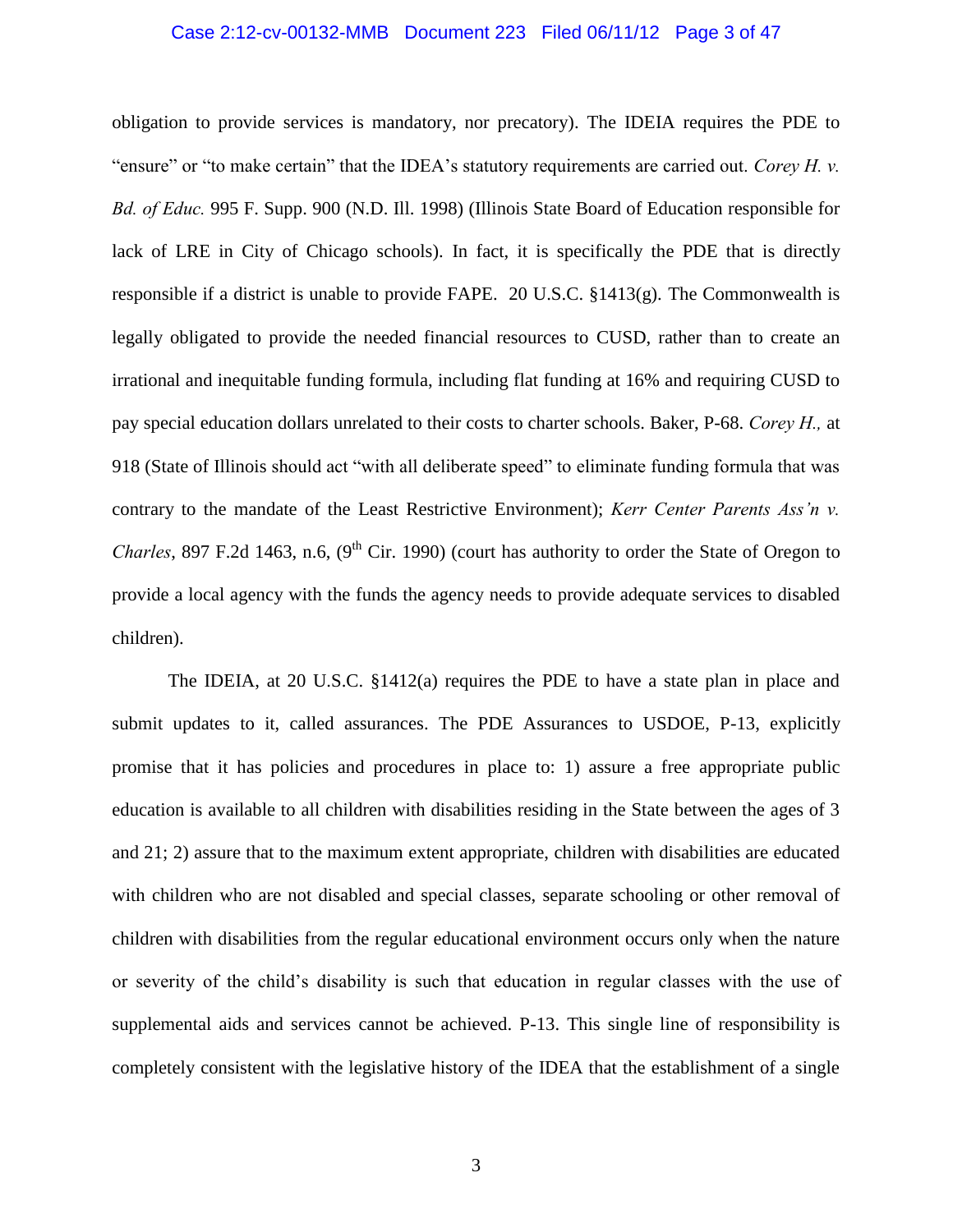obligation to provide services is mandatory, nor precatory). The IDEIA requires the PDE to "ensure" or "to make certain" that the IDEA's statutory requirements are carried out. *Corey H. v. Bd. of Educ.* 995 F. Supp. 900 (N.D. Ill. 1998) (Illinois State Board of Education responsible for lack of LRE in City of Chicago schools). In fact, it is specifically the PDE that is directly responsible if a district is unable to provide FAPE. 20 U.S.C. §1413(g). The Commonwealth is legally obligated to provide the needed financial resources to CUSD, rather than to create an irrational and inequitable funding formula, including flat funding at 16% and requiring CUSD to pay special education dollars unrelated to their costs to charter schools. Baker, P-68. *Corey H.,* at 918 (State of Illinois should act "with all deliberate speed" to eliminate funding formula that was contrary to the mandate of the Least Restrictive Environment); *Kerr Center Parents Ass'n v. Charles*, 897 F.2d 1463, n.6, (9th Cir. 1990) (court has authority to order the State of Oregon to provide a local agency with the funds the agency needs to provide adequate services to disabled children).

The IDEIA, at 20 U.S.C. §1412(a) requires the PDE to have a state plan in place and submit updates to it, called assurances. The PDE Assurances to USDOE, P-13, explicitly promise that it has policies and procedures in place to: 1) assure a free appropriate public education is available to all children with disabilities residing in the State between the ages of 3 and 21; 2) assure that to the maximum extent appropriate, children with disabilities are educated with children who are not disabled and special classes, separate schooling or other removal of children with disabilities from the regular educational environment occurs only when the nature or severity of the child's disability is such that education in regular classes with the use of supplemental aids and services cannot be achieved. P-13. This single line of responsibility is completely consistent with the legislative history of the IDEA that the establishment of a single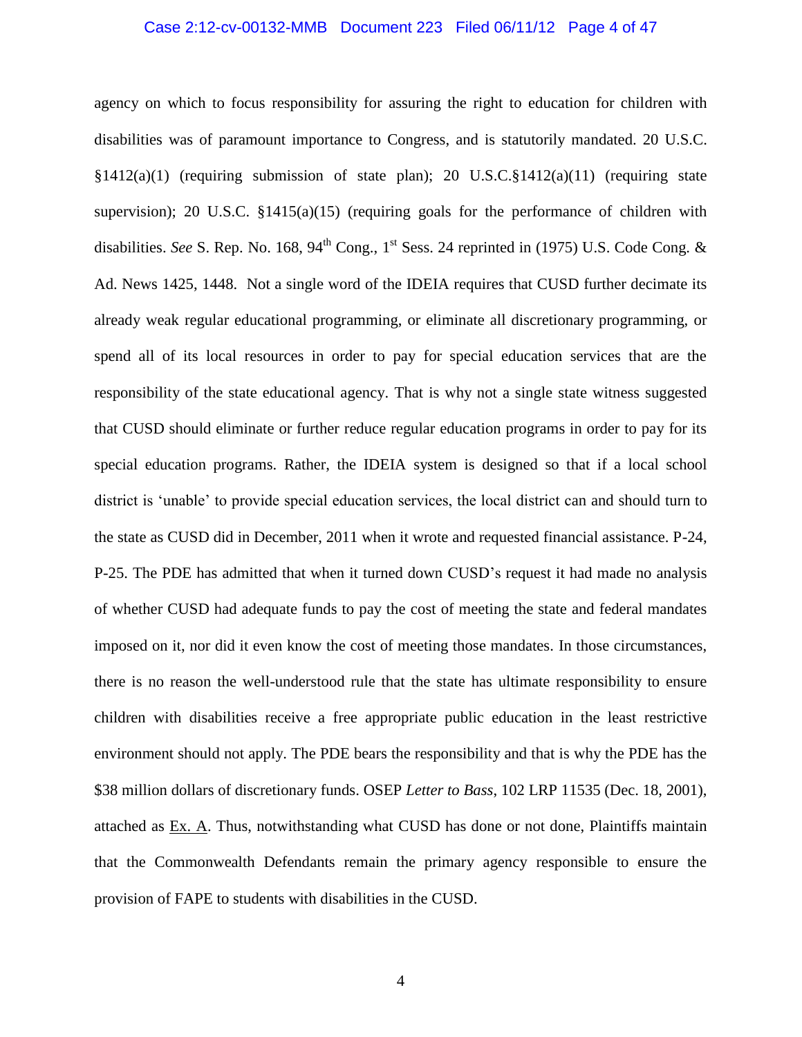agency on which to focus responsibility for assuring the right to education for children with disabilities was of paramount importance to Congress, and is statutorily mandated. 20 U.S.C. §1412(a)(1) (requiring submission of state plan); 20 U.S.C.§1412(a)(11) (requiring state supervision); 20 U.S.C. §1415(a)(15) (requiring goals for the performance of children with disabilities. *See* S. Rep. No. 168, 94th Cong., 1st Sess. 24 reprinted in (1975) U.S. Code Cong. & Ad. News 1425, 1448. Not a single word of the IDEIA requires that CUSD further decimate its already weak regular educational programming, or eliminate all discretionary programming, or spend all of its local resources in order to pay for special education services that are the responsibility of the state educational agency. That is why not a single state witness suggested that CUSD should eliminate or further reduce regular education programs in order to pay for its special education programs. Rather, the IDEIA system is designed so that if a local school district is 'unable' to provide special education services, the local district can and should turn to the state as CUSD did in December, 2011 when it wrote and requested financial assistance. P-24, P-25. The PDE has admitted that when it turned down CUSD's request it had made no analysis of whether CUSD had adequate funds to pay the cost of meeting the state and federal mandates imposed on it, nor did it even know the cost of meeting those mandates. In those circumstances, there is no reason the well-understood rule that the state has ultimate responsibility to ensure children with disabilities receive a free appropriate public education in the least restrictive environment should not apply. The PDE bears the responsibility and that is why the PDE has the $38 million dollars of discretionary funds. OSEP *Letter to Bass*, 102 LRP 11535 (Dec. 18, 2001), attached as Ex. A. Thus, notwithstanding what CUSD has done or not done, Plaintiffs maintain that the Commonwealth Defendants remain the primary agency responsible to ensure the provision of FAPE to students with disabilities in the CUSD.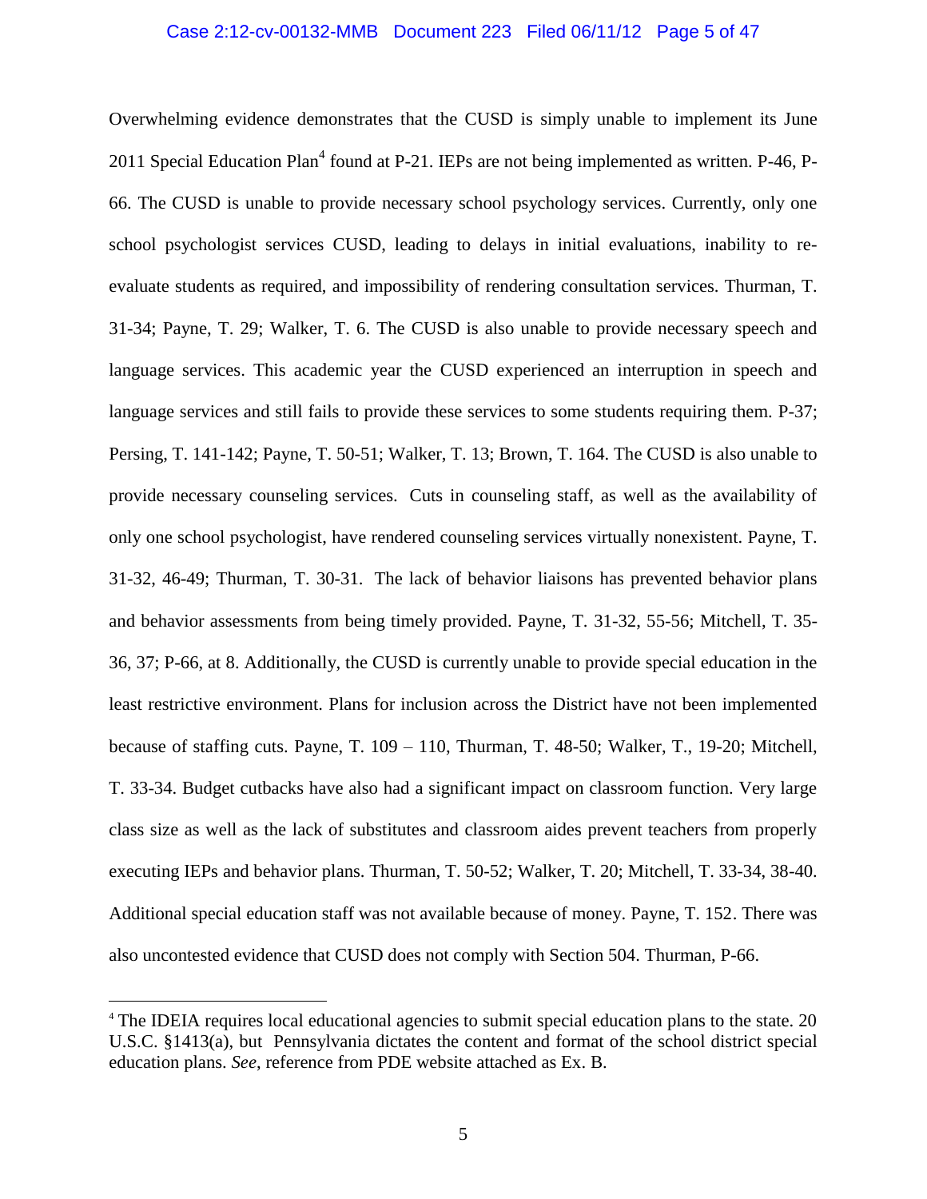Overwhelming evidence demonstrates that the CUSD is simply unable to implement its June 2011 Special Education Plan[4] found at P-21. IEPs are not being implemented as written. P-46, P-66. The CUSD is unable to provide necessary school psychology services. Currently, only one school psychologist services CUSD, leading to delays in initial evaluations, inability to re-evaluate students as required, and impossibility of rendering consultation services. Thurman, T. 31-34; Payne, T. 29; Walker, T. 6. The CUSD is also unable to provide necessary speech and language services. This academic year the CUSD experienced an interruption in speech and language services and still fails to provide these services to some students requiring them. P-37; Persing, T. 141-142; Payne, T. 50-51; Walker, T. 13; Brown, T. 164. The CUSD is also unable to provide necessary counseling services. Cuts in counseling staff, as well as the availability of only one school psychologist, have rendered counseling services virtually nonexistent. Payne, T. 31-32, 46-49; Thurman, T. 30-31. The lack of behavior liaisons has prevented behavior plans and behavior assessments from being timely provided. Payne, T. 31-32, 55-56; Mitchell, T. 35-36, 37; P-66, at 8. Additionally, the CUSD is currently unable to provide special education in the least restrictive environment. Plans for inclusion across the District have not been implemented because of staffing cuts. Payne, T. 109 – 110, Thurman, T. 48-50; Walker, T., 19-20; Mitchell, T. 33-34. Budget cutbacks have also had a significant impact on classroom function. Very large class size as well as the lack of substitutes and classroom aides prevent teachers from properly executing IEPs and behavior plans. Thurman, T. 50-52; Walker, T. 20; Mitchell, T. 33-34, 38-40. Additional special education staff was not available because of money. Payne, T. 152. There was also uncontested evidence that CUSD does not comply with Section 504. Thurman, P-66.

---

[4] The IDEIA requires local educational agencies to submit special education plans to the state. 20 U.S.C. §1413(a), but Pennsylvania dictates the content and format of the school district special education plans. *See*, reference from PDE website attached as Ex. B.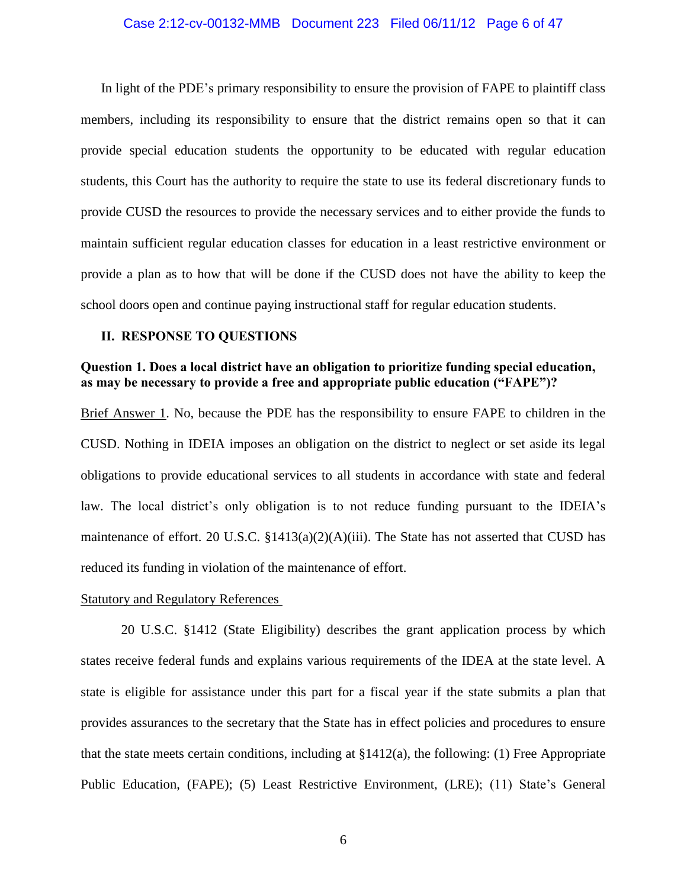In light of the PDE's primary responsibility to ensure the provision of FAPE to plaintiff class members, including its responsibility to ensure that the district remains open so that it can provide special education students the opportunity to be educated with regular education students, this Court has the authority to require the state to use its federal discretionary funds to provide CUSD the resources to provide the necessary services and to either provide the funds to maintain sufficient regular education classes for education in a least restrictive environment or provide a plan as to how that will be done if the CUSD does not have the ability to keep the school doors open and continue paying instructional staff for regular education students.

## II. RESPONSE TO QUESTIONS

**Question 1. Does a local district have an obligation to prioritize funding special education, as may be necessary to provide a free and appropriate public education ("FAPE")?**

Brief Answer 1. No, because the PDE has the responsibility to ensure FAPE to children in the CUSD. Nothing in IDEIA imposes an obligation on the district to neglect or set aside its legal obligations to provide educational services to all students in accordance with state and federal law. The local district's only obligation is to not reduce funding pursuant to the IDEIA's maintenance of effort. 20 U.S.C. §1413(a)(2)(A)(iii). The State has not asserted that CUSD has reduced its funding in violation of the maintenance of effort.

Statutory and Regulatory References

20 U.S.C. §1412 (State Eligibility) describes the grant application process by which states receive federal funds and explains various requirements of the IDEA at the state level. A state is eligible for assistance under this part for a fiscal year if the state submits a plan that provides assurances to the secretary that the State has in effect policies and procedures to ensure that the state meets certain conditions, including at §1412(a), the following: (1) Free Appropriate Public Education, (FAPE); (5) Least Restrictive Environment, (LRE); (11) State's General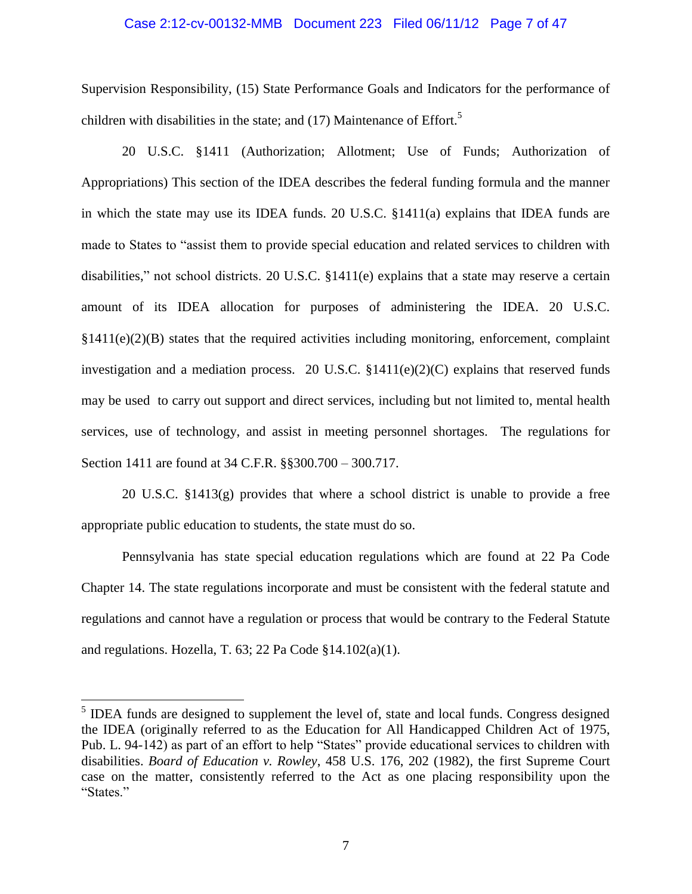Supervision Responsibility, (15) State Performance Goals and Indicators for the performance of children with disabilities in the state; and (17) Maintenance of Effort.[5]

20 U.S.C. §1411 (Authorization; Allotment; Use of Funds; Authorization of Appropriations) This section of the IDEA describes the federal funding formula and the manner in which the state may use its IDEA funds. 20 U.S.C. §1411(a) explains that IDEA funds are made to States to "assist them to provide special education and related services to children with disabilities," not school districts. 20 U.S.C. §1411(e) explains that a state may reserve a certain amount of its IDEA allocation for purposes of administering the IDEA. 20 U.S.C. §1411(e)(2)(B) states that the required activities including monitoring, enforcement, complaint investigation and a mediation process. 20 U.S.C. §1411(e)(2)(C) explains that reserved funds may be used to carry out support and direct services, including but not limited to, mental health services, use of technology, and assist in meeting personnel shortages. The regulations for Section 1411 are found at 34 C.F.R. §§300.700 – 300.717.

20 U.S.C. §1413(g) provides that where a school district is unable to provide a free appropriate public education to students, the state must do so.

Pennsylvania has state special education regulations which are found at 22 Pa Code Chapter 14. The state regulations incorporate and must be consistent with the federal statute and regulations and cannot have a regulation or process that would be contrary to the Federal Statute and regulations. Hozella, T. 63; 22 Pa Code §14.102(a)(1).

---

[5] IDEA funds are designed to supplement the level of, state and local funds. Congress designed the IDEA (originally referred to as the Education for All Handicapped Children Act of 1975, Pub. L. 94-142) as part of an effort to help "States" provide educational services to children with disabilities. *Board of Education v. Rowley*, 458 U.S. 176, 202 (1982), the first Supreme Court case on the matter, consistently referred to the Act as one placing responsibility upon the "States."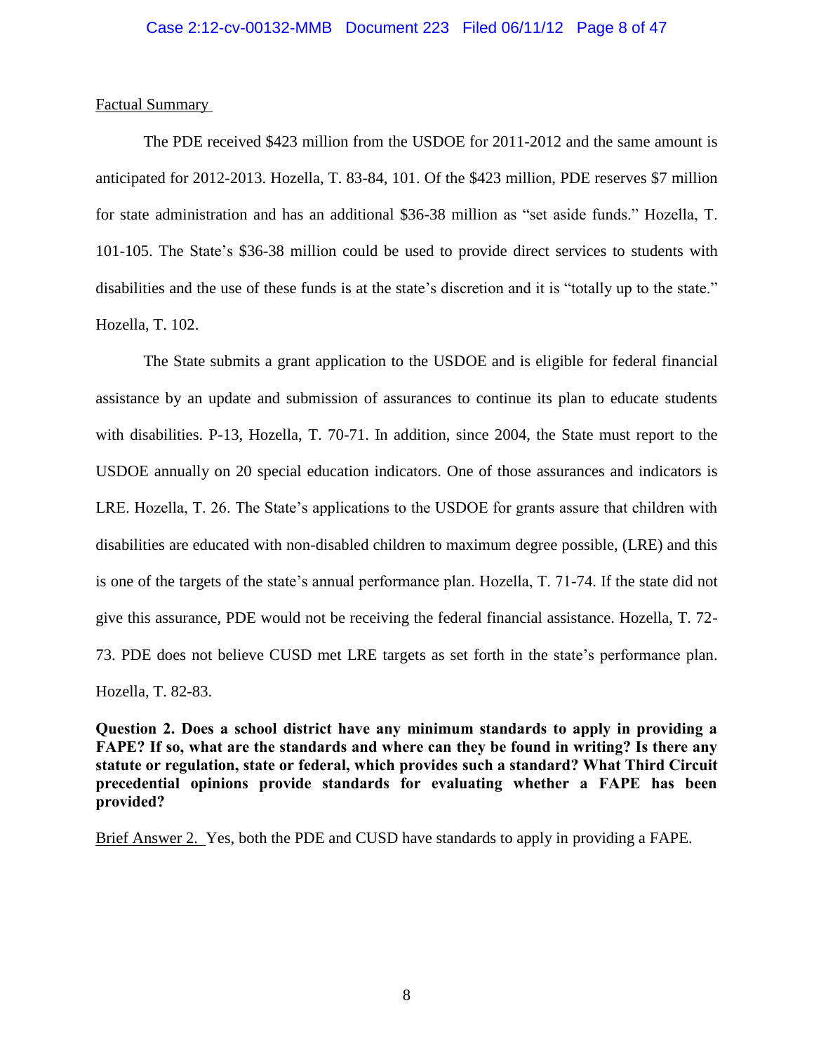Factual Summary

The PDE received $423 million from the USDOE for 2011-2012 and the same amount is anticipated for 2012-2013. Hozella, T. 83-84, 101. Of the $423 million, PDE reserves $7 million for state administration and has an additional $36-38 million as "set aside funds." Hozella, T. 101-105. The State's $36-38 million could be used to provide direct services to students with disabilities and the use of these funds is at the state's discretion and it is "totally up to the state." Hozella, T. 102.

The State submits a grant application to the USDOE and is eligible for federal financial assistance by an update and submission of assurances to continue its plan to educate students with disabilities. P-13, Hozella, T. 70-71. In addition, since 2004, the State must report to the USDOE annually on 20 special education indicators. One of those assurances and indicators is LRE. Hozella, T. 26. The State's applications to the USDOE for grants assure that children with disabilities are educated with non-disabled children to maximum degree possible, (LRE) and this is one of the targets of the state's annual performance plan. Hozella, T. 71-74. If the state did not give this assurance, PDE would not be receiving the federal financial assistance. Hozella, T. 72-73. PDE does not believe CUSD met LRE targets as set forth in the state's performance plan. Hozella, T. 82-83.

**Question 2. Does a school district have any minimum standards to apply in providing a FAPE? If so, what are the standards and where can they be found in writing? Is there any statute or regulation, state or federal, which provides such a standard? What Third Circuit precedential opinions provide standards for evaluating whether a FAPE has been provided?**

Brief Answer 2. Yes, both the PDE and CUSD have standards to apply in providing a FAPE.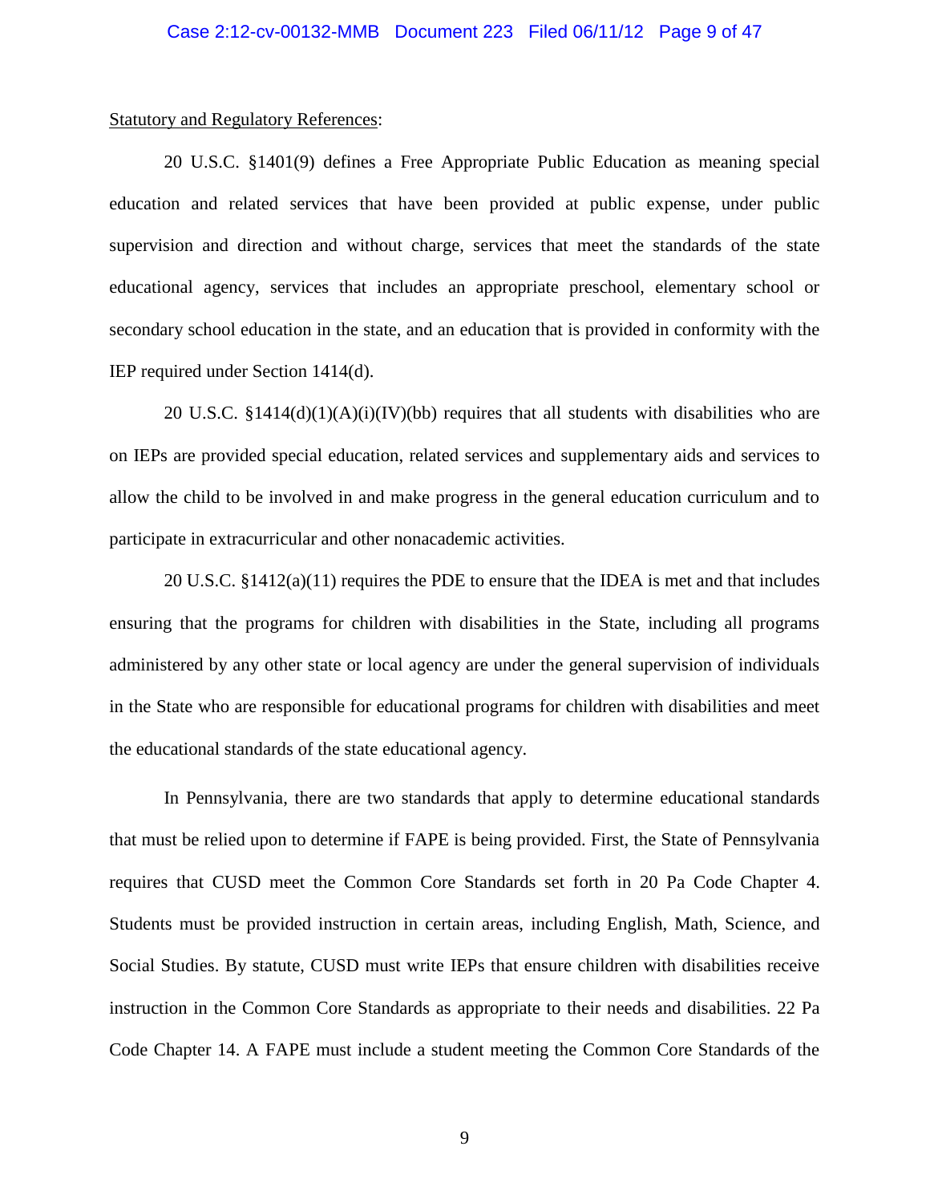<u>Statutory and Regulatory References</u>:

20 U.S.C. §1401(9) defines a Free Appropriate Public Education as meaning special education and related services that have been provided at public expense, under public supervision and direction and without charge, services that meet the standards of the state educational agency, services that includes an appropriate preschool, elementary school or secondary school education in the state, and an education that is provided in conformity with the IEP required under Section 1414(d).

20 U.S.C. §1414(d)(1)(A)(i)(IV)(bb) requires that all students with disabilities who are on IEPs are provided special education, related services and supplementary aids and services to allow the child to be involved in and make progress in the general education curriculum and to participate in extracurricular and other nonacademic activities.

20 U.S.C. §1412(a)(11) requires the PDE to ensure that the IDEA is met and that includes ensuring that the programs for children with disabilities in the State, including all programs administered by any other state or local agency are under the general supervision of individuals in the State who are responsible for educational programs for children with disabilities and meet the educational standards of the state educational agency.

In Pennsylvania, there are two standards that apply to determine educational standards that must be relied upon to determine if FAPE is being provided. First, the State of Pennsylvania requires that CUSD meet the Common Core Standards set forth in 20 Pa Code Chapter 4. Students must be provided instruction in certain areas, including English, Math, Science, and Social Studies. By statute, CUSD must write IEPs that ensure children with disabilities receive instruction in the Common Core Standards as appropriate to their needs and disabilities. 22 Pa Code Chapter 14. A FAPE must include a student meeting the Common Core Standards of the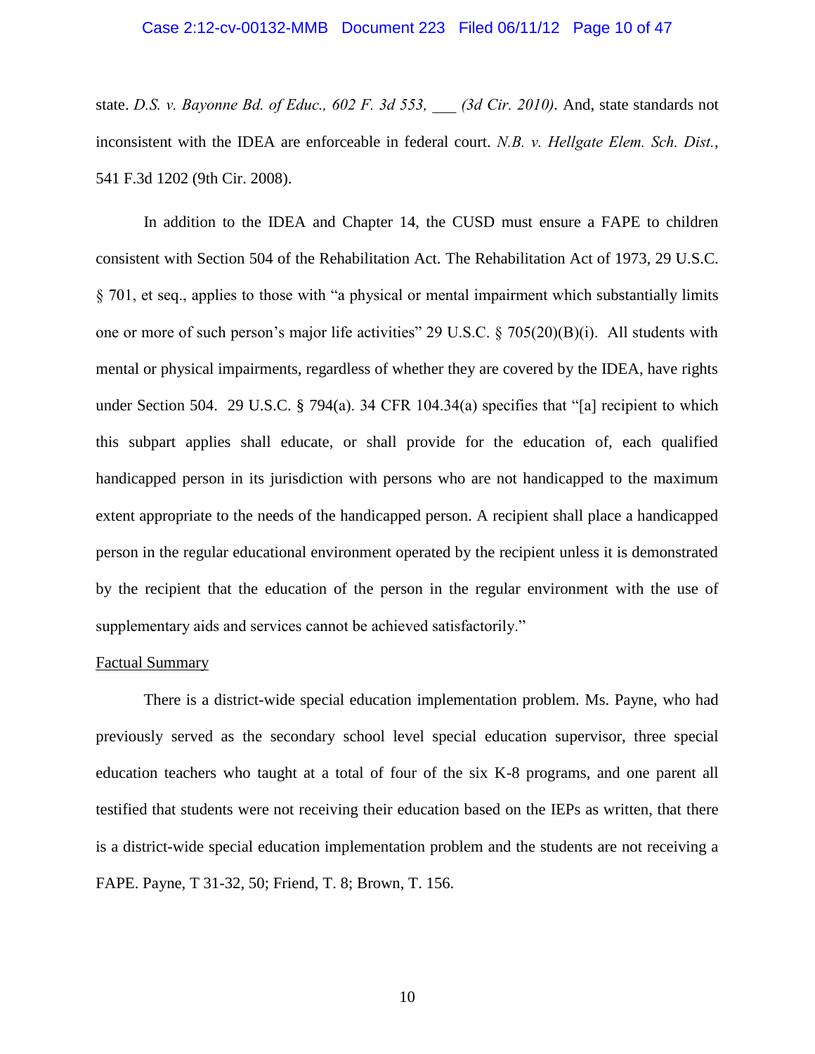state. *D.S. v. Bayonne Bd. of Educ., 602 F. 3d 553, ___ (3d Cir. 2010)*. And, state standards not inconsistent with the IDEA are enforceable in federal court. *N.B. v. Hellgate Elem. Sch. Dist.*, 541 F.3d 1202 (9th Cir. 2008).

In addition to the IDEA and Chapter 14, the CUSD must ensure a FAPE to children consistent with Section 504 of the Rehabilitation Act. The Rehabilitation Act of 1973, 29 U.S.C. § 701, et seq., applies to those with "a physical or mental impairment which substantially limits one or more of such person's major life activities" 29 U.S.C. § 705(20)(B)(i). All students with mental or physical impairments, regardless of whether they are covered by the IDEA, have rights under Section 504. 29 U.S.C. § 794(a). 34 CFR 104.34(a) specifies that "[a] recipient to which this subpart applies shall educate, or shall provide for the education of, each qualified handicapped person in its jurisdiction with persons who are not handicapped to the maximum extent appropriate to the needs of the handicapped person. A recipient shall place a handicapped person in the regular educational environment operated by the recipient unless it is demonstrated by the recipient that the education of the person in the regular environment with the use of supplementary aids and services cannot be achieved satisfactorily."

<u>Factual Summary</u>

There is a district-wide special education implementation problem. Ms. Payne, who had previously served as the secondary school level special education supervisor, three special education teachers who taught at a total of four of the six K-8 programs, and one parent all testified that students were not receiving their education based on the IEPs as written, that there is a district-wide special education implementation problem and the students are not receiving a FAPE. Payne, T 31-32, 50; Friend, T. 8; Brown, T. 156.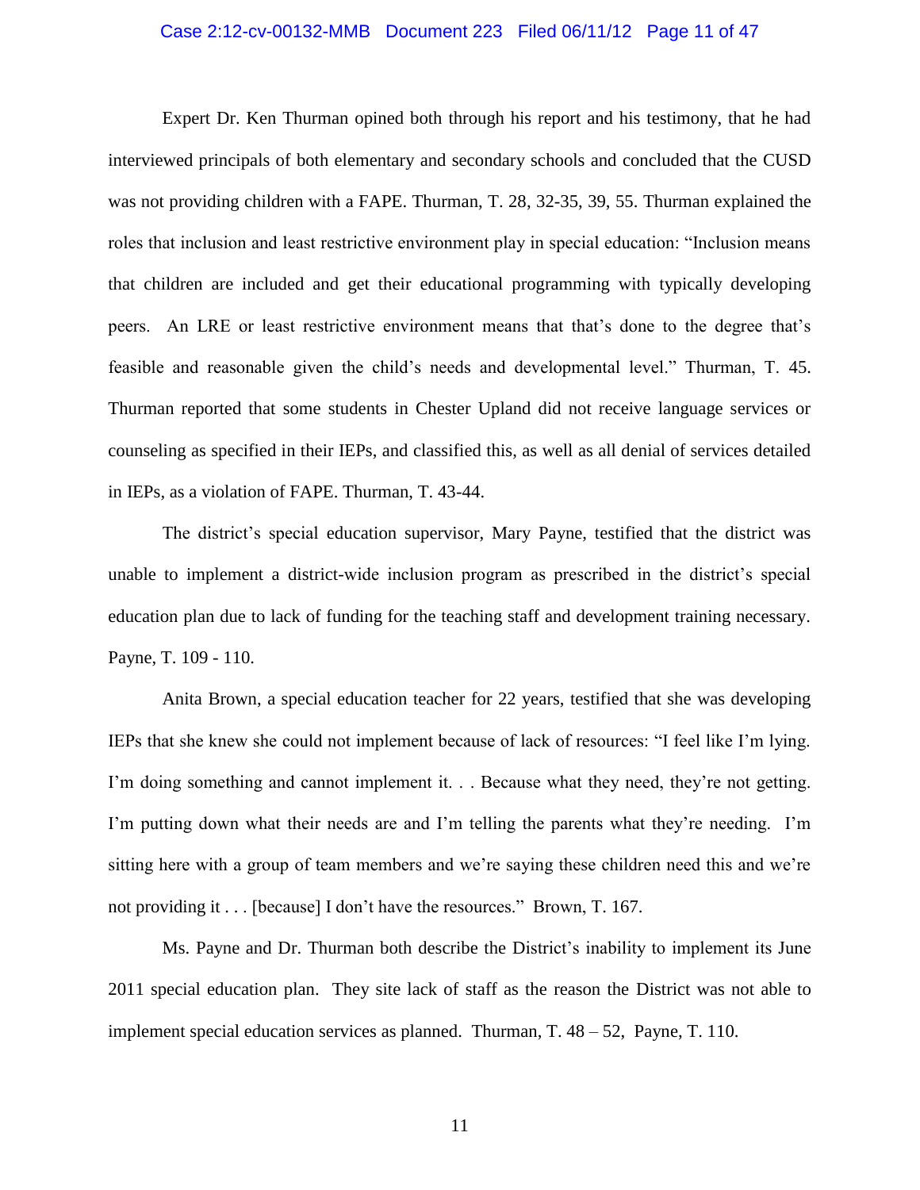Expert Dr. Ken Thurman opined both through his report and his testimony, that he had interviewed principals of both elementary and secondary schools and concluded that the CUSD was not providing children with a FAPE. Thurman, T. 28, 32-35, 39, 55. Thurman explained the roles that inclusion and least restrictive environment play in special education: "Inclusion means that children are included and get their educational programming with typically developing peers. An LRE or least restrictive environment means that that's done to the degree that's feasible and reasonable given the child's needs and developmental level." Thurman, T. 45. Thurman reported that some students in Chester Upland did not receive language services or counseling as specified in their IEPs, and classified this, as well as all denial of services detailed in IEPs, as a violation of FAPE. Thurman, T. 43-44.

The district's special education supervisor, Mary Payne, testified that the district was unable to implement a district-wide inclusion program as prescribed in the district's special education plan due to lack of funding for the teaching staff and development training necessary. Payne, T. 109 - 110.

Anita Brown, a special education teacher for 22 years, testified that she was developing IEPs that she knew she could not implement because of lack of resources: "I feel like I'm lying. I'm doing something and cannot implement it. . . Because what they need, they're not getting. I'm putting down what their needs are and I'm telling the parents what they're needing. I'm sitting here with a group of team members and we're saying these children need this and we're not providing it . . . [because] I don't have the resources." Brown, T. 167.

Ms. Payne and Dr. Thurman both describe the District's inability to implement its June 2011 special education plan. They site lack of staff as the reason the District was not able to implement special education services as planned. Thurman, T. 48 – 52, Payne, T. 110.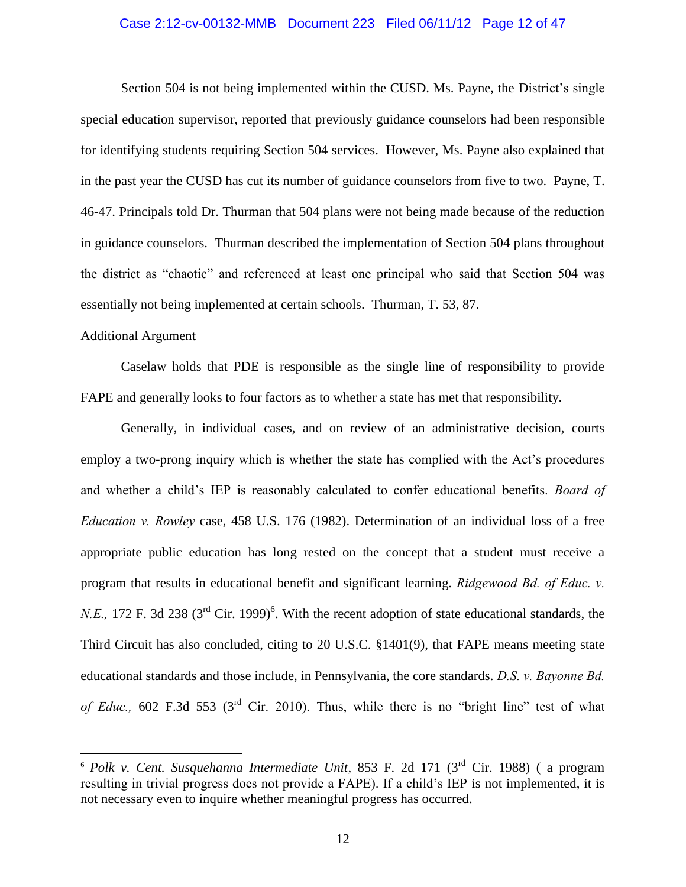Section 504 is not being implemented within the CUSD. Ms. Payne, the District's single special education supervisor, reported that previously guidance counselors had been responsible for identifying students requiring Section 504 services. However, Ms. Payne also explained that in the past year the CUSD has cut its number of guidance counselors from five to two. Payne, T. 46-47. Principals told Dr. Thurman that 504 plans were not being made because of the reduction in guidance counselors. Thurman described the implementation of Section 504 plans throughout the district as "chaotic" and referenced at least one principal who said that Section 504 was essentially not being implemented at certain schools. Thurman, T. 53, 87.

<u>Additional Argument</u>

Caselaw holds that PDE is responsible as the single line of responsibility to provide FAPE and generally looks to four factors as to whether a state has met that responsibility.

Generally, in individual cases, and on review of an administrative decision, courts employ a two-prong inquiry which is whether the state has complied with the Act's procedures and whether a child's IEP is reasonably calculated to confer educational benefits. *Board of Education v. Rowley* case, 458 U.S. 176 (1982). Determination of an individual loss of a free appropriate public education has long rested on the concept that a student must receive a program that results in educational benefit and significant learning. *Ridgewood Bd. of Educ. v. N.E.,* 172 F. 3d 238 (3rd Cir. 1999)[6]. With the recent adoption of state educational standards, the Third Circuit has also concluded, citing to 20 U.S.C. §1401(9), that FAPE means meeting state educational standards and those include, in Pennsylvania, the core standards. *D.S. v. Bayonne Bd. of Educ.,* 602 F.3d 553 (3rd Cir. 2010). Thus, while there is no "bright line" test of what

---

[6] *Polk v. Cent. Susquehanna Intermediate Unit*, 853 F. 2d 171 (3rd Cir. 1988) ( a program resulting in trivial progress does not provide a FAPE). If a child's IEP is not implemented, it is not necessary even to inquire whether meaningful progress has occurred.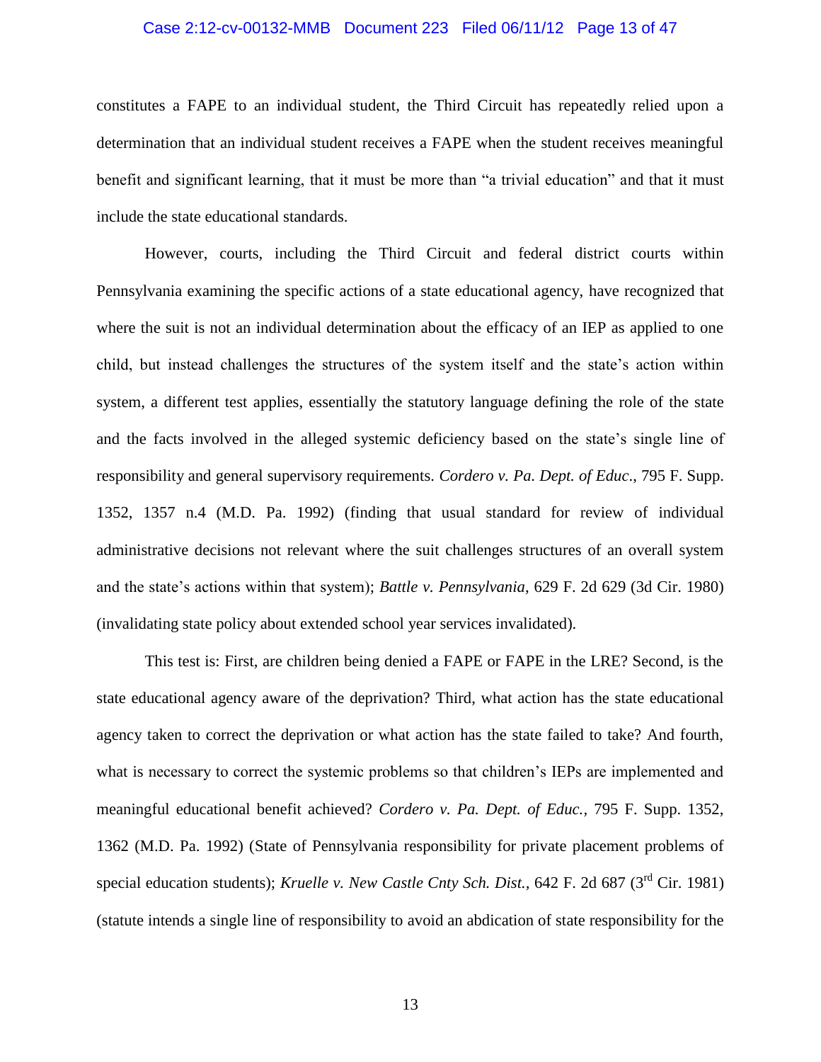constitutes a FAPE to an individual student, the Third Circuit has repeatedly relied upon a determination that an individual student receives a FAPE when the student receives meaningful benefit and significant learning, that it must be more than "a trivial education" and that it must include the state educational standards.

However, courts, including the Third Circuit and federal district courts within Pennsylvania examining the specific actions of a state educational agency, have recognized that where the suit is not an individual determination about the efficacy of an IEP as applied to one child, but instead challenges the structures of the system itself and the state's action within system, a different test applies, essentially the statutory language defining the role of the state and the facts involved in the alleged systemic deficiency based on the state's single line of responsibility and general supervisory requirements. *Cordero v. Pa. Dept. of Educ*., 795 F. Supp. 1352, 1357 n.4 (M.D. Pa. 1992) (finding that usual standard for review of individual administrative decisions not relevant where the suit challenges structures of an overall system and the state's actions within that system); *Battle v. Pennsylvania*, 629 F. 2d 629 (3d Cir. 1980) (invalidating state policy about extended school year services invalidated).

This test is: First, are children being denied a FAPE or FAPE in the LRE? Second, is the state educational agency aware of the deprivation? Third, what action has the state educational agency taken to correct the deprivation or what action has the state failed to take? And fourth, what is necessary to correct the systemic problems so that children's IEPs are implemented and meaningful educational benefit achieved? *Cordero v. Pa. Dept. of Educ.*, 795 F. Supp. 1352, 1362 (M.D. Pa. 1992) (State of Pennsylvania responsibility for private placement problems of special education students); *Kruelle v. New Castle Cnty Sch. Dist.*, 642 F. 2d 687 (3rd Cir. 1981) (statute intends a single line of responsibility to avoid an abdication of state responsibility for the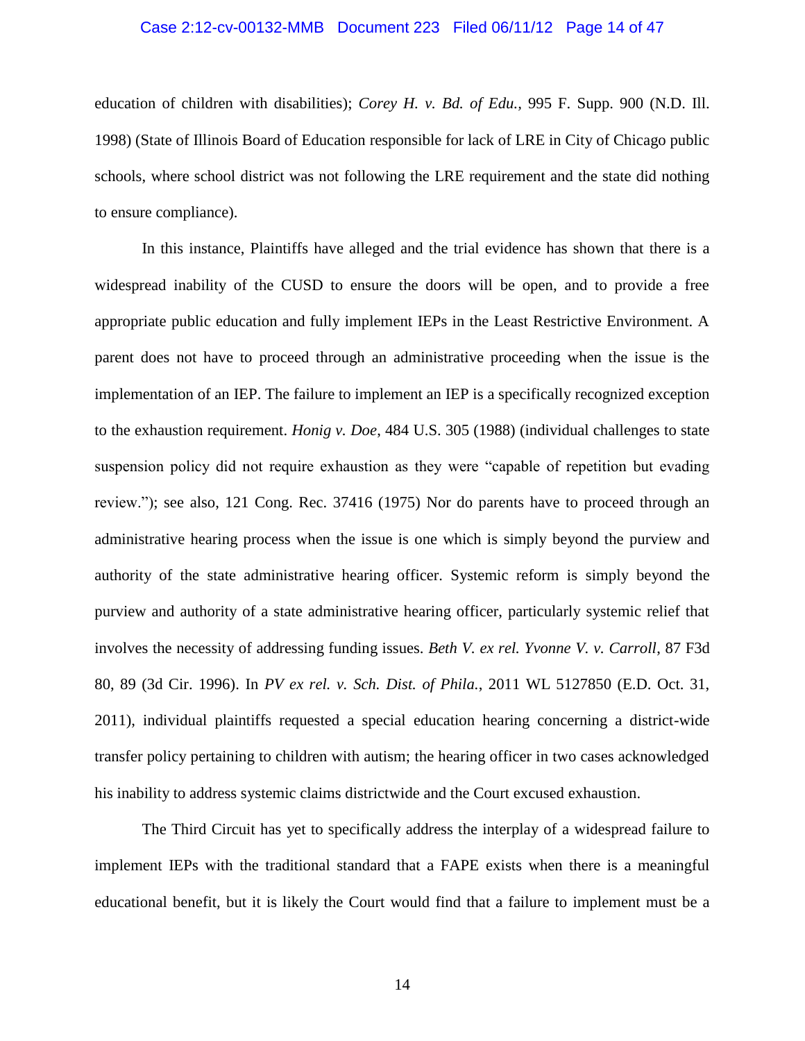education of children with disabilities); *Corey H. v. Bd. of Edu.*, 995 F. Supp. 900 (N.D. Ill. 1998) (State of Illinois Board of Education responsible for lack of LRE in City of Chicago public schools, where school district was not following the LRE requirement and the state did nothing to ensure compliance).

In this instance, Plaintiffs have alleged and the trial evidence has shown that there is a widespread inability of the CUSD to ensure the doors will be open, and to provide a free appropriate public education and fully implement IEPs in the Least Restrictive Environment. A parent does not have to proceed through an administrative proceeding when the issue is the implementation of an IEP. The failure to implement an IEP is a specifically recognized exception to the exhaustion requirement. *Honig v. Doe*, 484 U.S. 305 (1988) (individual challenges to state suspension policy did not require exhaustion as they were "capable of repetition but evading review."); see also, 121 Cong. Rec. 37416 (1975) Nor do parents have to proceed through an administrative hearing process when the issue is one which is simply beyond the purview and authority of the state administrative hearing officer. Systemic reform is simply beyond the purview and authority of a state administrative hearing officer, particularly systemic relief that involves the necessity of addressing funding issues. *Beth V. ex rel. Yvonne V. v. Carroll*, 87 F3d 80, 89 (3d Cir. 1996). In *PV ex rel. v. Sch. Dist. of Phila.*, 2011 WL 5127850 (E.D. Oct. 31, 2011), individual plaintiffs requested a special education hearing concerning a district-wide transfer policy pertaining to children with autism; the hearing officer in two cases acknowledged his inability to address systemic claims districtwide and the Court excused exhaustion.

The Third Circuit has yet to specifically address the interplay of a widespread failure to implement IEPs with the traditional standard that a FAPE exists when there is a meaningful educational benefit, but it is likely the Court would find that a failure to implement must be a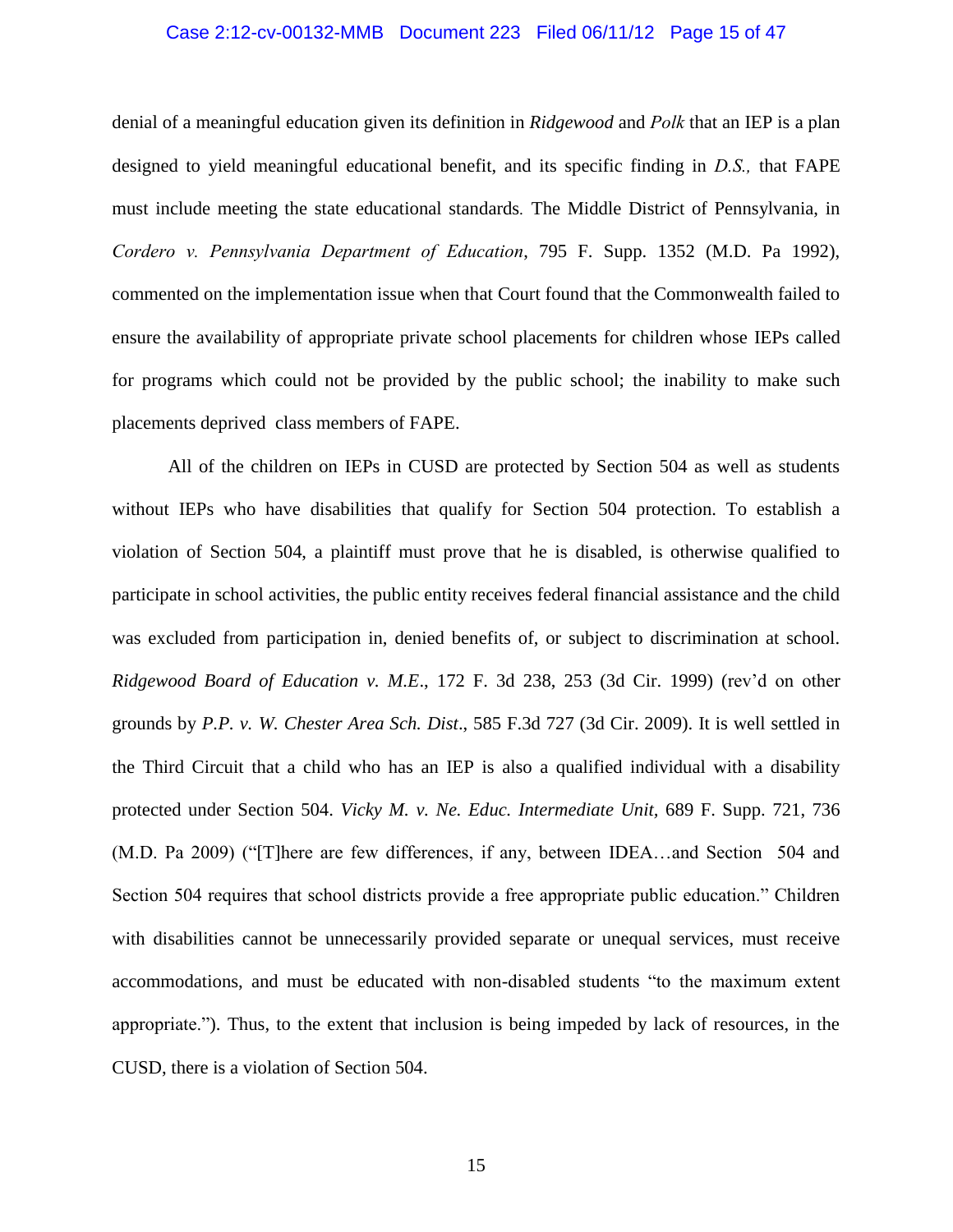denial of a meaningful education given its definition in *Ridgewood* and *Polk* that an IEP is a plan designed to yield meaningful educational benefit, and its specific finding in *D.S.,* that FAPE must include meeting the state educational standards. The Middle District of Pennsylvania, in *Cordero v. Pennsylvania Department of Education*, 795 F. Supp. 1352 (M.D. Pa 1992), commented on the implementation issue when that Court found that the Commonwealth failed to ensure the availability of appropriate private school placements for children whose IEPs called for programs which could not be provided by the public school; the inability to make such placements deprived class members of FAPE.

All of the children on IEPs in CUSD are protected by Section 504 as well as students without IEPs who have disabilities that qualify for Section 504 protection. To establish a violation of Section 504, a plaintiff must prove that he is disabled, is otherwise qualified to participate in school activities, the public entity receives federal financial assistance and the child was excluded from participation in, denied benefits of, or subject to discrimination at school. *Ridgewood Board of Education v. M.E.*, 172 F. 3d 238, 253 (3d Cir. 1999) (rev'd on other grounds by *P.P. v. W. Chester Area Sch. Dist*., 585 F.3d 727 (3d Cir. 2009). It is well settled in the Third Circuit that a child who has an IEP is also a qualified individual with a disability protected under Section 504. *Vicky M. v. Ne. Educ. Intermediate Unit,* 689 F. Supp. 721, 736 (M.D. Pa 2009) ("[T]here are few differences, if any, between IDEA…and Section 504 and Section 504 requires that school districts provide a free appropriate public education." Children with disabilities cannot be unnecessarily provided separate or unequal services, must receive accommodations, and must be educated with non-disabled students "to the maximum extent appropriate."). Thus, to the extent that inclusion is being impeded by lack of resources, in the CUSD, there is a violation of Section 504.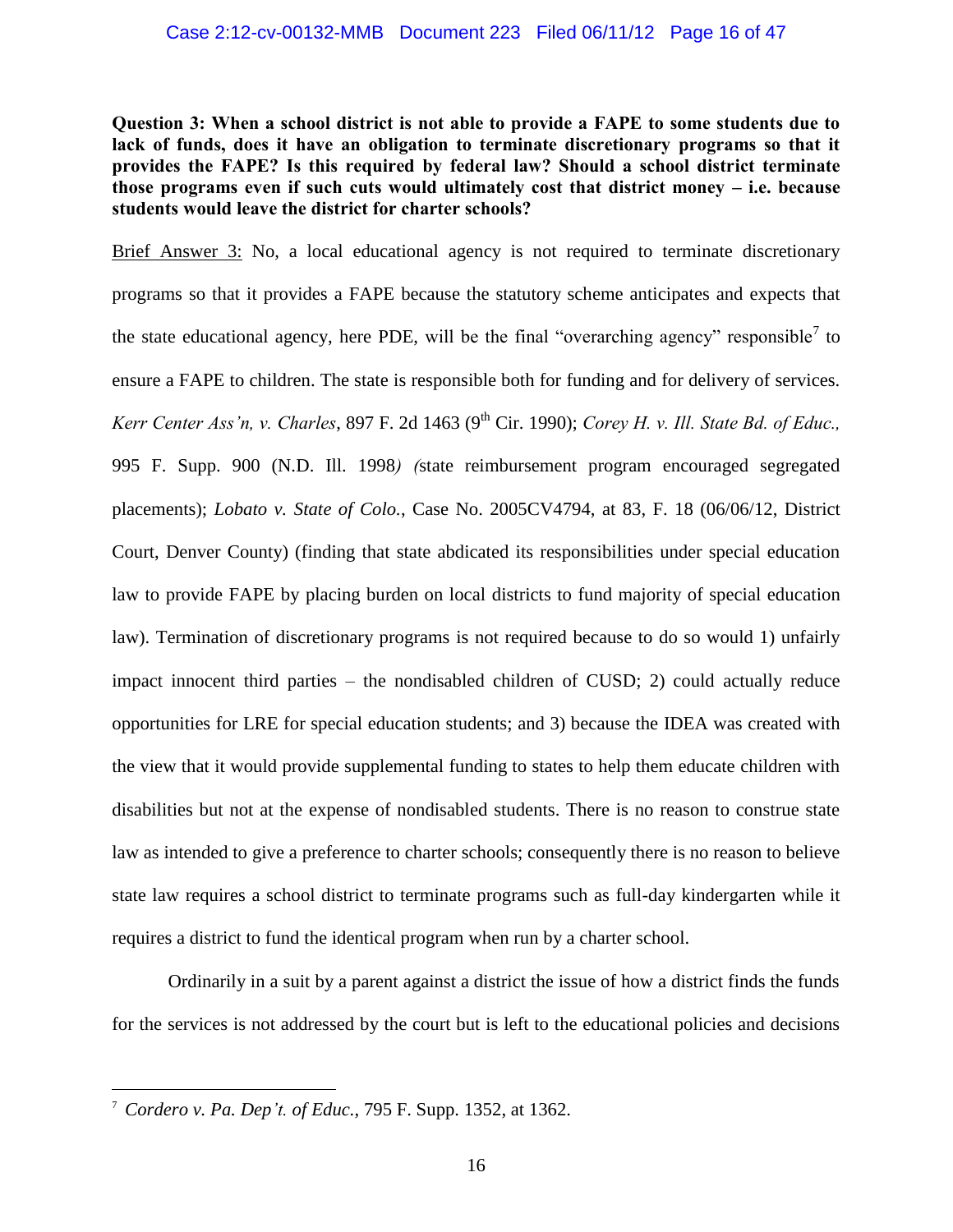**Question 3: When a school district is not able to provide a FAPE to some students due to lack of funds, does it have an obligation to terminate discretionary programs so that it provides the FAPE? Is this required by federal law? Should a school district terminate those programs even if such cuts would ultimately cost that district money – i.e. because students would leave the district for charter schools?**

Brief Answer 3: No, a local educational agency is not required to terminate discretionary programs so that it provides a FAPE because the statutory scheme anticipates and expects that the state educational agency, here PDE, will be the final "overarching agency" responsible[7] to ensure a FAPE to children. The state is responsible both for funding and for delivery of services. *Kerr Center Ass'n, v. Charles*, 897 F. 2d 1463 (9th Cir. 1990); *Corey H. v. Ill. State Bd. of Educ.,* 995 F. Supp. 900 (N.D. Ill. 1998*) (*state reimbursement program encouraged segregated placements); *Lobato v. State of Colo.*, Case No. 2005CV4794, at 83, F. 18 (06/06/12, District Court, Denver County) (finding that state abdicated its responsibilities under special education law to provide FAPE by placing burden on local districts to fund majority of special education law). Termination of discretionary programs is not required because to do so would 1) unfairly impact innocent third parties – the nondisabled children of CUSD; 2) could actually reduce opportunities for LRE for special education students; and 3) because the IDEA was created with the view that it would provide supplemental funding to states to help them educate children with disabilities but not at the expense of nondisabled students. There is no reason to construe state law as intended to give a preference to charter schools; consequently there is no reason to believe state law requires a school district to terminate programs such as full-day kindergarten while it requires a district to fund the identical program when run by a charter school.

Ordinarily in a suit by a parent against a district the issue of how a district finds the funds for the services is not addressed by the court but is left to the educational policies and decisions

---

[7] *Cordero v. Pa. Dep't. of Educ.*, 795 F. Supp. 1352, at 1362.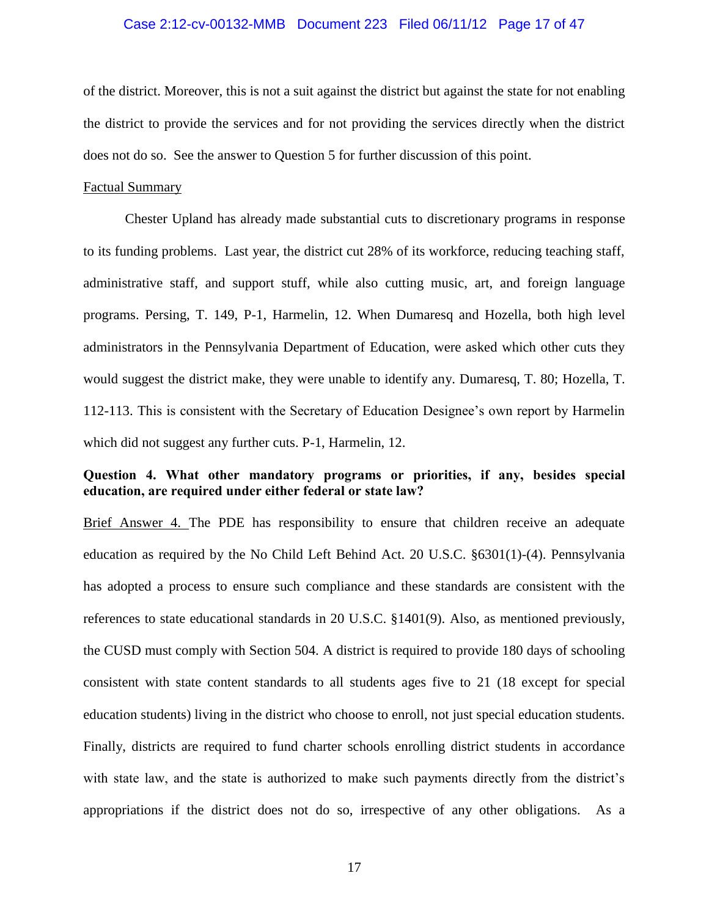of the district. Moreover, this is not a suit against the district but against the state for not enabling the district to provide the services and for not providing the services directly when the district does not do so. See the answer to Question 5 for further discussion of this point.

<u>Factual Summary</u>

Chester Upland has already made substantial cuts to discretionary programs in response to its funding problems. Last year, the district cut 28% of its workforce, reducing teaching staff, administrative staff, and support stuff, while also cutting music, art, and foreign language programs. Persing, T. 149, P-1, Harmelin, 12. When Dumaresq and Hozella, both high level administrators in the Pennsylvania Department of Education, were asked which other cuts they would suggest the district make, they were unable to identify any. Dumaresq, T. 80; Hozella, T. 112-113. This is consistent with the Secretary of Education Designee's own report by Harmelin which did not suggest any further cuts. P-1, Harmelin, 12.

**Question 4. What other mandatory programs or priorities, if any, besides special education, are required under either federal or state law?**

<u>Brief Answer 4.</u> The PDE has responsibility to ensure that children receive an adequate education as required by the No Child Left Behind Act. 20 U.S.C. §6301(1)-(4). Pennsylvania has adopted a process to ensure such compliance and these standards are consistent with the references to state educational standards in 20 U.S.C. §1401(9). Also, as mentioned previously, the CUSD must comply with Section 504. A district is required to provide 180 days of schooling consistent with state content standards to all students ages five to 21 (18 except for special education students) living in the district who choose to enroll, not just special education students. Finally, districts are required to fund charter schools enrolling district students in accordance with state law, and the state is authorized to make such payments directly from the district's appropriations if the district does not do so, irrespective of any other obligations. As a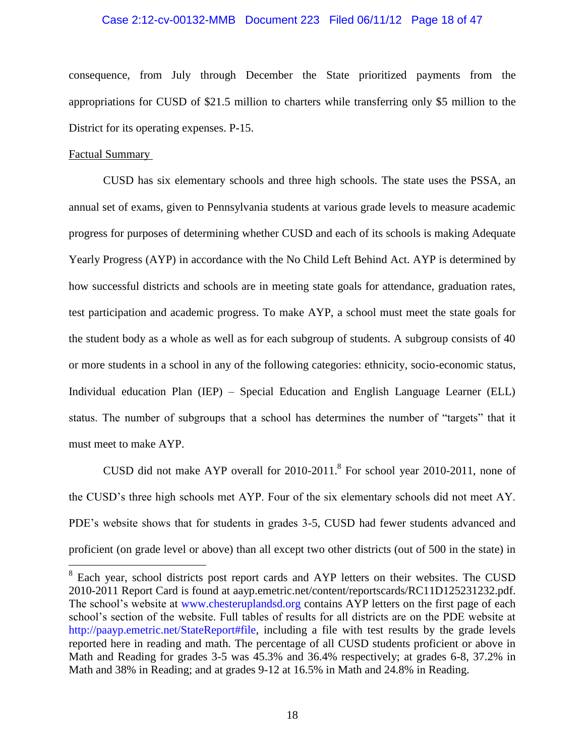consequence, from July through December the State prioritized payments from the appropriations for CUSD of $21.5 million to charters while transferring only $5 million to the District for its operating expenses. P-15.

Factual Summary

CUSD has six elementary schools and three high schools. The state uses the PSSA, an annual set of exams, given to Pennsylvania students at various grade levels to measure academic progress for purposes of determining whether CUSD and each of its schools is making Adequate Yearly Progress (AYP) in accordance with the No Child Left Behind Act. AYP is determined by how successful districts and schools are in meeting state goals for attendance, graduation rates, test participation and academic progress. To make AYP, a school must meet the state goals for the student body as a whole as well as for each subgroup of students. A subgroup consists of 40 or more students in a school in any of the following categories: ethnicity, socio-economic status, Individual education Plan (IEP) – Special Education and English Language Learner (ELL) status. The number of subgroups that a school has determines the number of "targets" that it must meet to make AYP.

CUSD did not make AYP overall for 2010-2011.[8] For school year 2010-2011, none of the CUSD's three high schools met AYP. Four of the six elementary schools did not meet AY. PDE's website shows that for students in grades 3-5, CUSD had fewer students advanced and proficient (on grade level or above) than all except two other districts (out of 500 in the state) in

---

[8] Each year, school districts post report cards and AYP letters on their websites. The CUSD 2010-2011 Report Card is found at aayp.emetric.net/content/reportscards/RC11D125231232.pdf. The school's website at www.chesteruplandsd.org contains AYP letters on the first page of each school's section of the website. Full tables of results for all districts are on the PDE website at http://paayp.emetric.net/StateReport#file, including a file with test results by the grade levels reported here in reading and math. The percentage of all CUSD students proficient or above in Math and Reading for grades 3-5 was 45.3% and 36.4% respectively; at grades 6-8, 37.2% in Math and 38% in Reading; and at grades 9-12 at 16.5% in Math and 24.8% in Reading.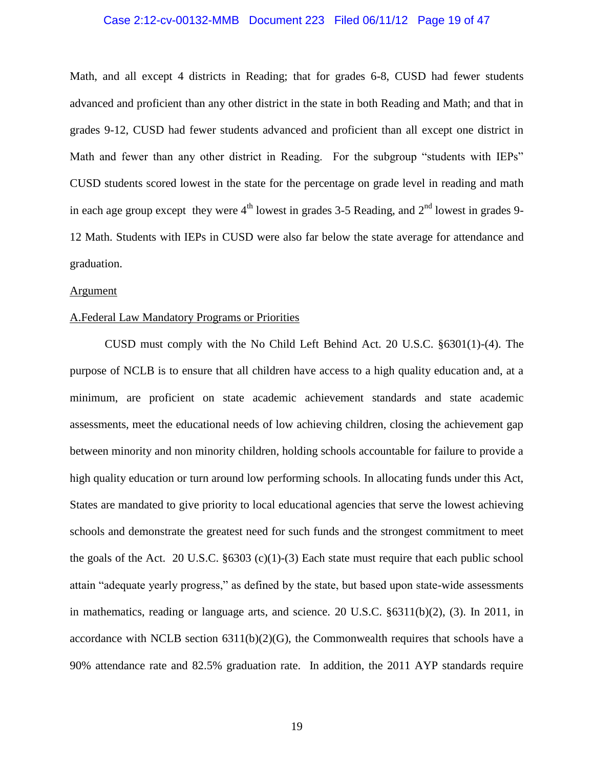Math, and all except 4 districts in Reading; that for grades 6-8, CUSD had fewer students advanced and proficient than any other district in the state in both Reading and Math; and that in grades 9-12, CUSD had fewer students advanced and proficient than all except one district in Math and fewer than any other district in Reading. For the subgroup "students with IEPs" CUSD students scored lowest in the state for the percentage on grade level in reading and math in each age group except they were 4th lowest in grades 3-5 Reading, and 2nd lowest in grades 9-12 Math. Students with IEPs in CUSD were also far below the state average for attendance and graduation.

<u>Argument</u>

<u>A.Federal Law Mandatory Programs or Priorities</u>

CUSD must comply with the No Child Left Behind Act. 20 U.S.C. §6301(1)-(4). The purpose of NCLB is to ensure that all children have access to a high quality education and, at a minimum, are proficient on state academic achievement standards and state academic assessments, meet the educational needs of low achieving children, closing the achievement gap between minority and non minority children, holding schools accountable for failure to provide a high quality education or turn around low performing schools. In allocating funds under this Act, States are mandated to give priority to local educational agencies that serve the lowest achieving schools and demonstrate the greatest need for such funds and the strongest commitment to meet the goals of the Act. 20 U.S.C. §6303 (c)(1)-(3) Each state must require that each public school attain "adequate yearly progress," as defined by the state, but based upon state-wide assessments in mathematics, reading or language arts, and science. 20 U.S.C. §6311(b)(2), (3). In 2011, in accordance with NCLB section 6311(b)(2)(G), the Commonwealth requires that schools have a 90% attendance rate and 82.5% graduation rate. In addition, the 2011 AYP standards require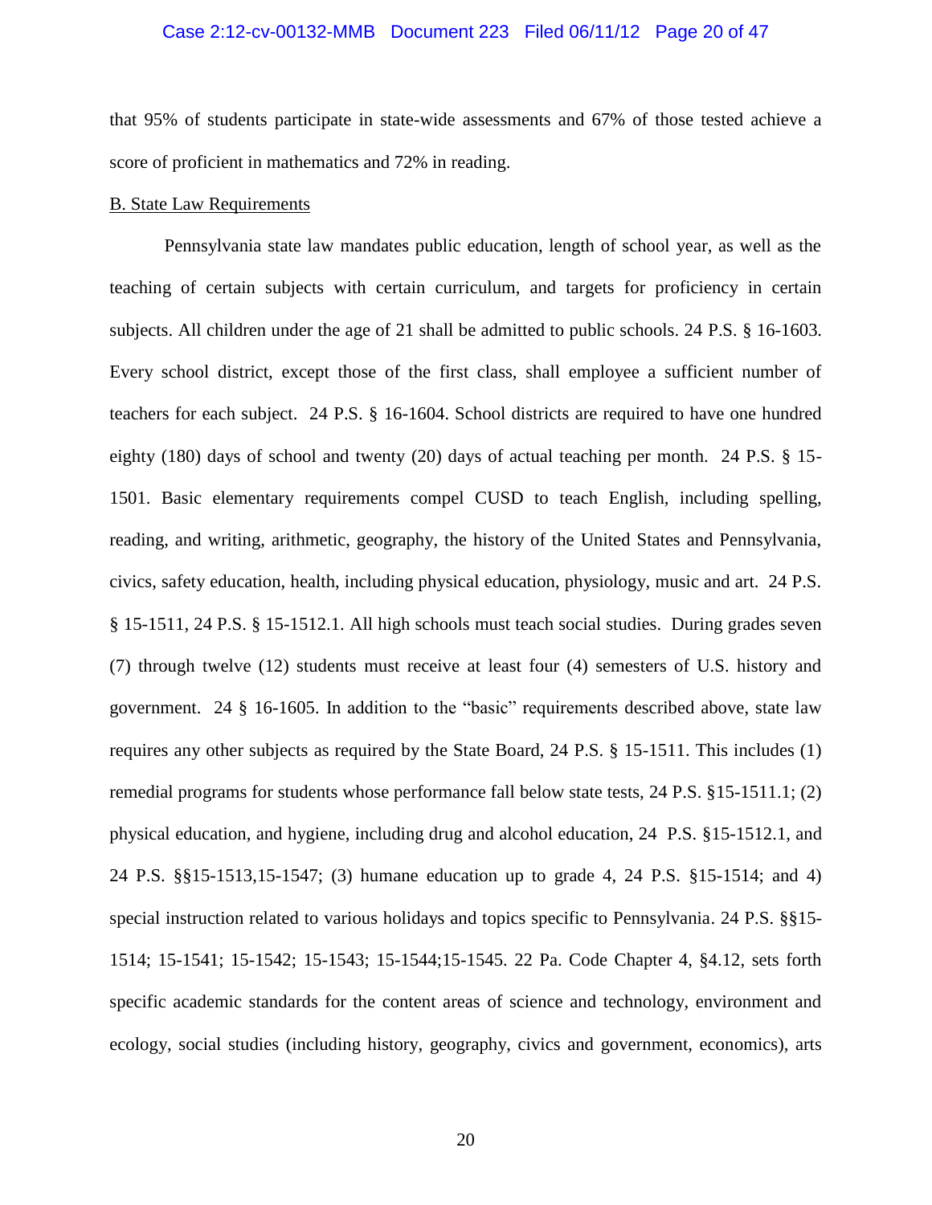that 95% of students participate in state-wide assessments and 67% of those tested achieve a score of proficient in mathematics and 72% in reading.

B. State Law Requirements

Pennsylvania state law mandates public education, length of school year, as well as the teaching of certain subjects with certain curriculum, and targets for proficiency in certain subjects. All children under the age of 21 shall be admitted to public schools. 24 P.S. § 16-1603. Every school district, except those of the first class, shall employee a sufficient number of teachers for each subject. 24 P.S. § 16-1604. School districts are required to have one hundred eighty (180) days of school and twenty (20) days of actual teaching per month. 24 P.S. § 15-1501. Basic elementary requirements compel CUSD to teach English, including spelling, reading, and writing, arithmetic, geography, the history of the United States and Pennsylvania, civics, safety education, health, including physical education, physiology, music and art. 24 P.S. § 15-1511, 24 P.S. § 15-1512.1. All high schools must teach social studies. During grades seven (7) through twelve (12) students must receive at least four (4) semesters of U.S. history and government. 24 § 16-1605. In addition to the "basic" requirements described above, state law requires any other subjects as required by the State Board, 24 P.S. § 15-1511. This includes (1) remedial programs for students whose performance fall below state tests, 24 P.S. §15-1511.1; (2) physical education, and hygiene, including drug and alcohol education, 24 P.S. §15-1512.1, and 24 P.S. §§15-1513,15-1547; (3) humane education up to grade 4, 24 P.S. §15-1514; and 4) special instruction related to various holidays and topics specific to Pennsylvania. 24 P.S. §§15-1514; 15-1541; 15-1542; 15-1543; 15-1544;15-1545. 22 Pa. Code Chapter 4, §4.12, sets forth specific academic standards for the content areas of science and technology, environment and ecology, social studies (including history, geography, civics and government, economics), arts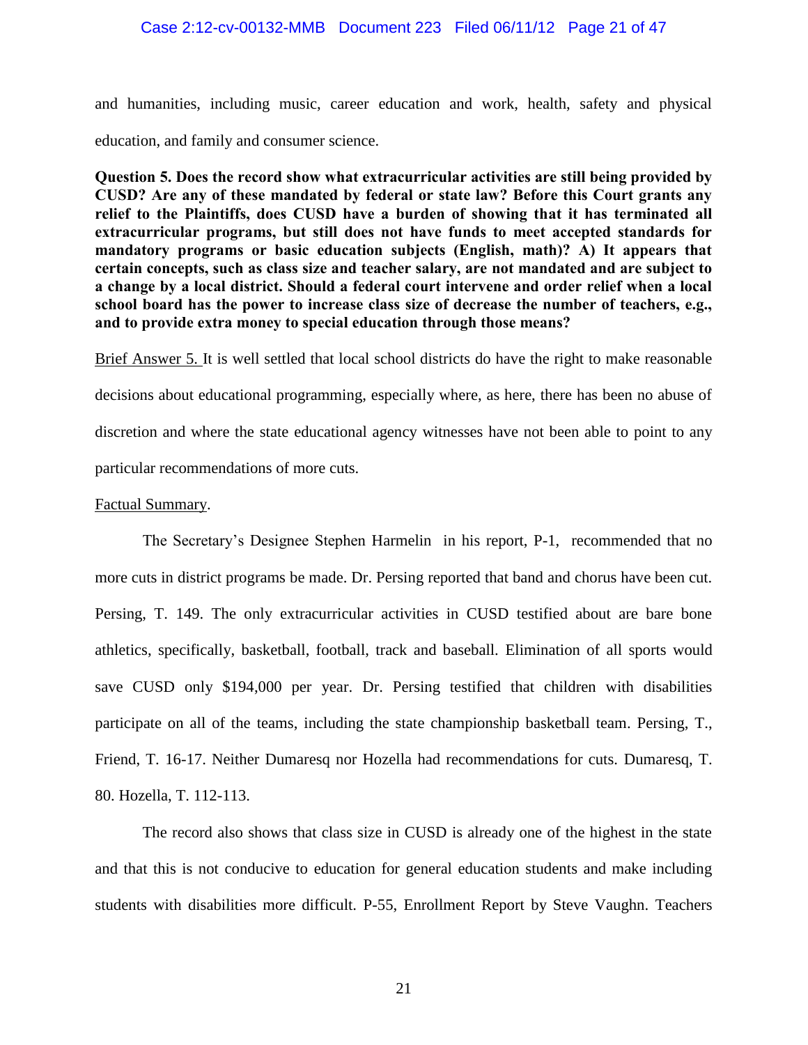and humanities, including music, career education and work, health, safety and physical education, and family and consumer science.

**Question 5. Does the record show what extracurricular activities are still being provided by CUSD? Are any of these mandated by federal or state law? Before this Court grants any relief to the Plaintiffs, does CUSD have a burden of showing that it has terminated all extracurricular programs, but still does not have funds to meet accepted standards for mandatory programs or basic education subjects (English, math)? A) It appears that certain concepts, such as class size and teacher salary, are not mandated and are subject to a change by a local district. Should a federal court intervene and order relief when a local school board has the power to increase class size of decrease the number of teachers, e.g., and to provide extra money to special education through those means?**

Brief Answer 5. It is well settled that local school districts do have the right to make reasonable decisions about educational programming, especially where, as here, there has been no abuse of discretion and where the state educational agency witnesses have not been able to point to any particular recommendations of more cuts.

Factual Summary.

The Secretary's Designee Stephen Harmelin in his report, P-1, recommended that no more cuts in district programs be made. Dr. Persing reported that band and chorus have been cut. Persing, T. 149. The only extracurricular activities in CUSD testified about are bare bone athletics, specifically, basketball, football, track and baseball. Elimination of all sports would save CUSD only $194,000 per year. Dr. Persing testified that children with disabilities participate on all of the teams, including the state championship basketball team. Persing, T., Friend, T. 16-17. Neither Dumaresq nor Hozella had recommendations for cuts. Dumaresq, T. 80. Hozella, T. 112-113.

The record also shows that class size in CUSD is already one of the highest in the state and that this is not conducive to education for general education students and make including students with disabilities more difficult. P-55, Enrollment Report by Steve Vaughn. Teachers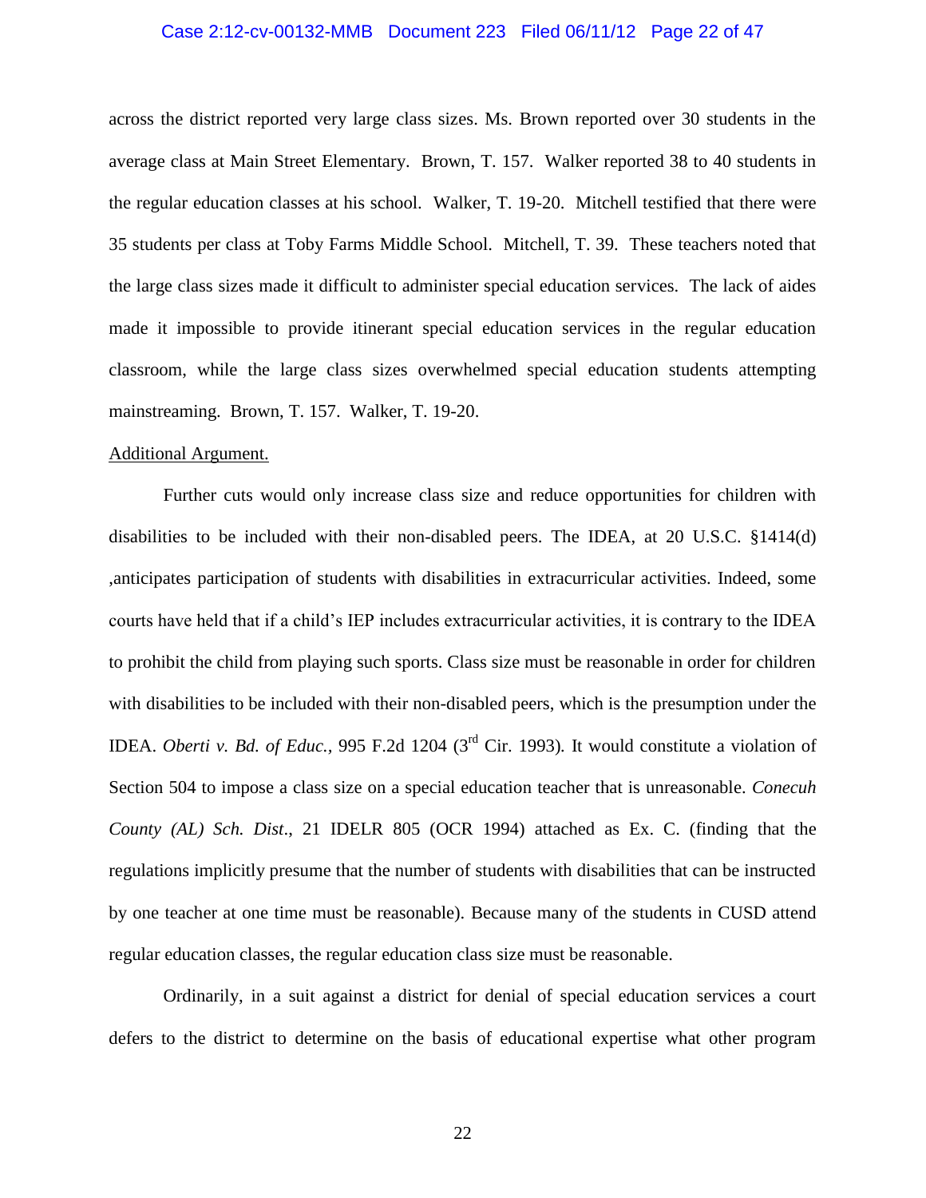across the district reported very large class sizes. Ms. Brown reported over 30 students in the average class at Main Street Elementary. Brown, T. 157. Walker reported 38 to 40 students in the regular education classes at his school. Walker, T. 19-20. Mitchell testified that there were 35 students per class at Toby Farms Middle School. Mitchell, T. 39. These teachers noted that the large class sizes made it difficult to administer special education services. The lack of aides made it impossible to provide itinerant special education services in the regular education classroom, while the large class sizes overwhelmed special education students attempting mainstreaming. Brown, T. 157. Walker, T. 19-20.

<u>Additional Argument.</u>

Further cuts would only increase class size and reduce opportunities for children with disabilities to be included with their non-disabled peers. The IDEA, at 20 U.S.C. §1414(d) ,anticipates participation of students with disabilities in extracurricular activities. Indeed, some courts have held that if a child's IEP includes extracurricular activities, it is contrary to the IDEA to prohibit the child from playing such sports. Class size must be reasonable in order for children with disabilities to be included with their non-disabled peers, which is the presumption under the IDEA. *Oberti v. Bd. of Educ.*, 995 F.2d 1204 (3rd Cir. 1993). It would constitute a violation of Section 504 to impose a class size on a special education teacher that is unreasonable. *Conecuh County (AL) Sch. Dist*., 21 IDELR 805 (OCR 1994) attached as Ex. C. (finding that the regulations implicitly presume that the number of students with disabilities that can be instructed by one teacher at one time must be reasonable). Because many of the students in CUSD attend regular education classes, the regular education class size must be reasonable.

Ordinarily, in a suit against a district for denial of special education services a court defers to the district to determine on the basis of educational expertise what other program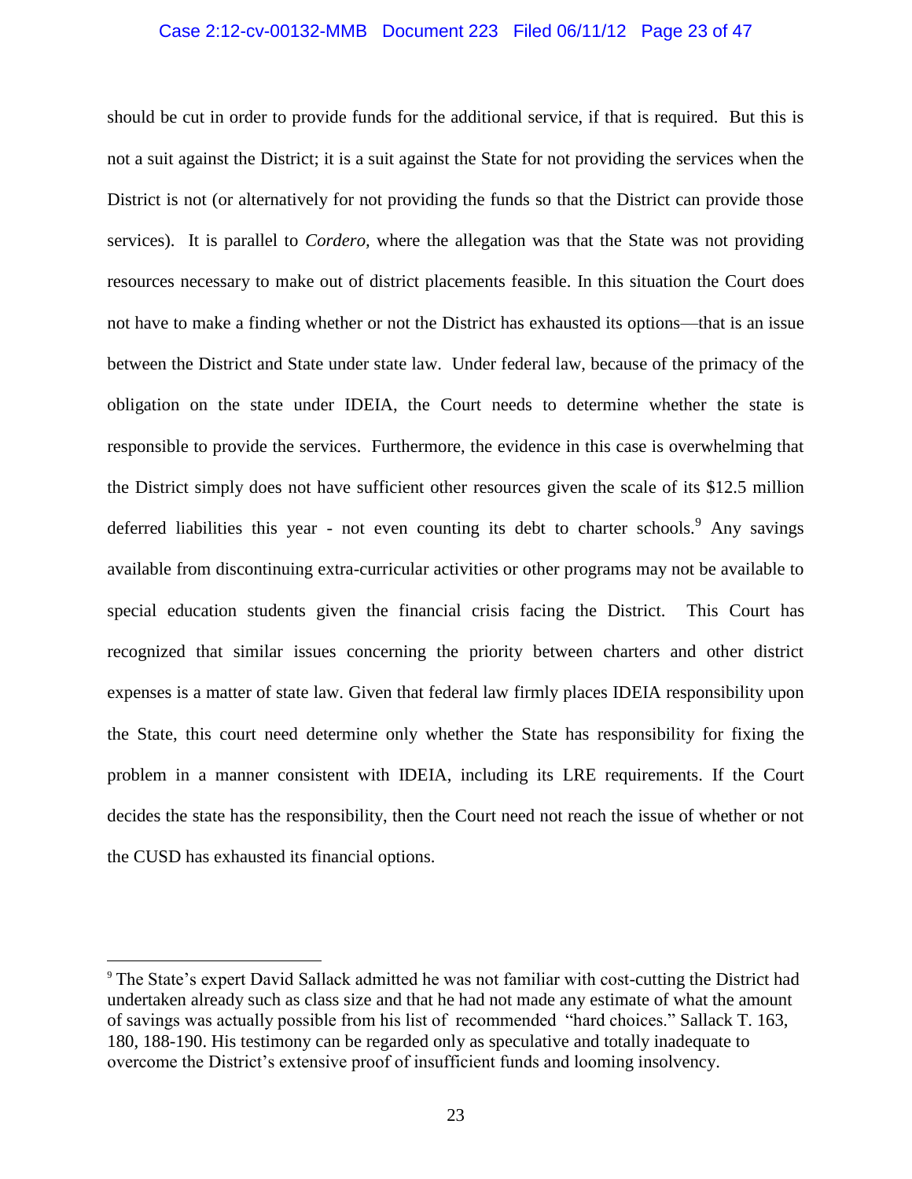should be cut in order to provide funds for the additional service, if that is required. But this is not a suit against the District; it is a suit against the State for not providing the services when the District is not (or alternatively for not providing the funds so that the District can provide those services). It is parallel to *Cordero*, where the allegation was that the State was not providing resources necessary to make out of district placements feasible. In this situation the Court does not have to make a finding whether or not the District has exhausted its options—that is an issue between the District and State under state law. Under federal law, because of the primacy of the obligation on the state under IDEIA, the Court needs to determine whether the state is responsible to provide the services. Furthermore, the evidence in this case is overwhelming that the District simply does not have sufficient other resources given the scale of its $12.5 million deferred liabilities this year - not even counting its debt to charter schools.[9] Any savings available from discontinuing extra-curricular activities or other programs may not be available to special education students given the financial crisis facing the District. This Court has recognized that similar issues concerning the priority between charters and other district expenses is a matter of state law. Given that federal law firmly places IDEIA responsibility upon the State, this court need determine only whether the State has responsibility for fixing the problem in a manner consistent with IDEIA, including its LRE requirements. If the Court decides the state has the responsibility, then the Court need not reach the issue of whether or not the CUSD has exhausted its financial options.

---

[9] The State's expert David Sallack admitted he was not familiar with cost-cutting the District had undertaken already such as class size and that he had not made any estimate of what the amount of savings was actually possible from his list of recommended "hard choices." Sallack T. 163, 180, 188-190. His testimony can be regarded only as speculative and totally inadequate to overcome the District's extensive proof of insufficient funds and looming insolvency.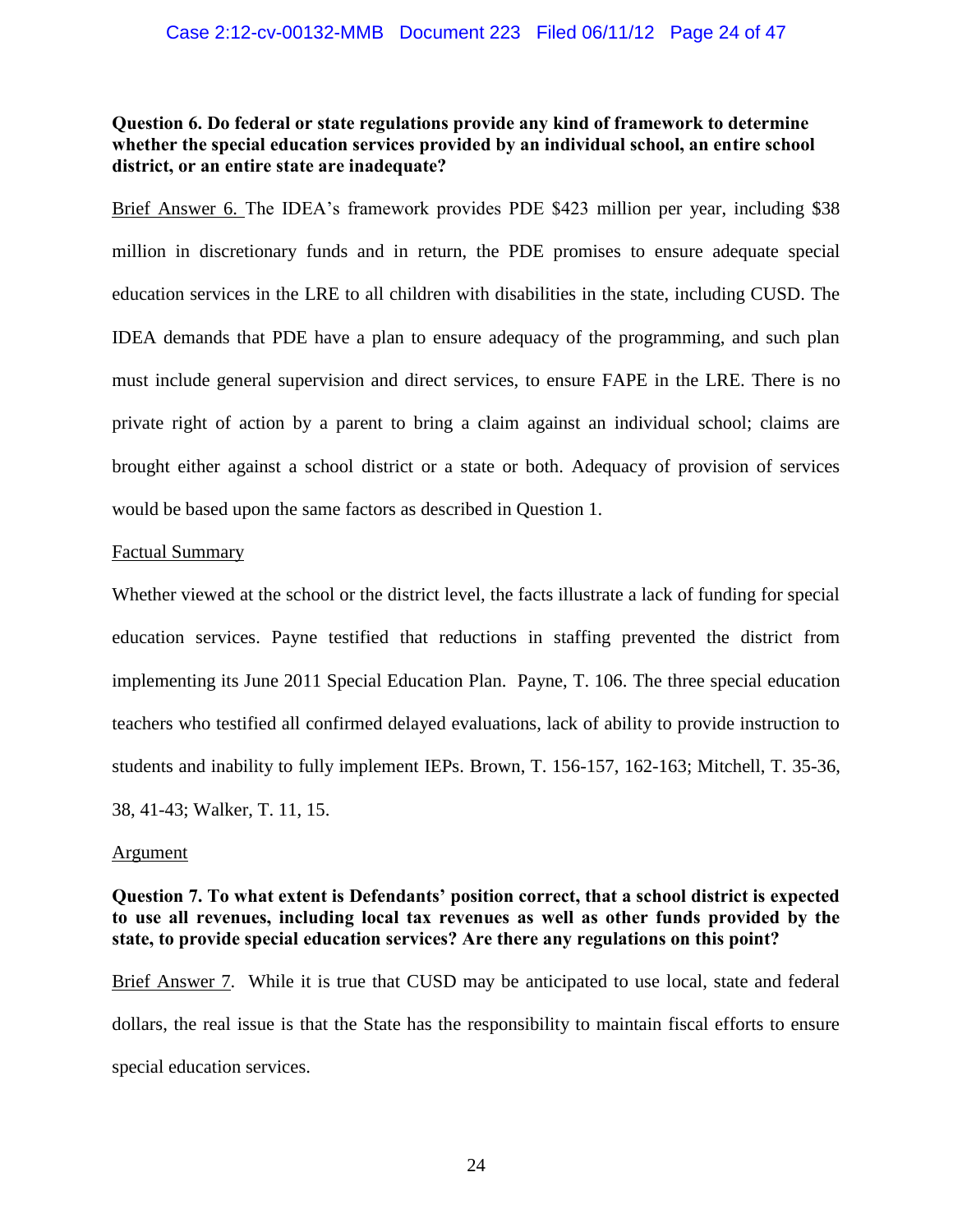**Question 6. Do federal or state regulations provide any kind of framework to determine whether the special education services provided by an individual school, an entire school district, or an entire state are inadequate?**

Brief Answer 6. The IDEA's framework provides PDE $423 million per year, including $38 million in discretionary funds and in return, the PDE promises to ensure adequate special education services in the LRE to all children with disabilities in the state, including CUSD. The IDEA demands that PDE have a plan to ensure adequacy of the programming, and such plan must include general supervision and direct services, to ensure FAPE in the LRE. There is no private right of action by a parent to bring a claim against an individual school; claims are brought either against a school district or a state or both. Adequacy of provision of services would be based upon the same factors as described in Question 1.

Factual Summary

Whether viewed at the school or the district level, the facts illustrate a lack of funding for special education services. Payne testified that reductions in staffing prevented the district from implementing its June 2011 Special Education Plan. Payne, T. 106. The three special education teachers who testified all confirmed delayed evaluations, lack of ability to provide instruction to students and inability to fully implement IEPs. Brown, T. 156-157, 162-163; Mitchell, T. 35-36, 38, 41-43; Walker, T. 11, 15.

Argument

**Question 7. To what extent is Defendants' position correct, that a school district is expected to use all revenues, including local tax revenues as well as other funds provided by the state, to provide special education services? Are there any regulations on this point?**

Brief Answer 7. While it is true that CUSD may be anticipated to use local, state and federal dollars, the real issue is that the State has the responsibility to maintain fiscal efforts to ensure special education services.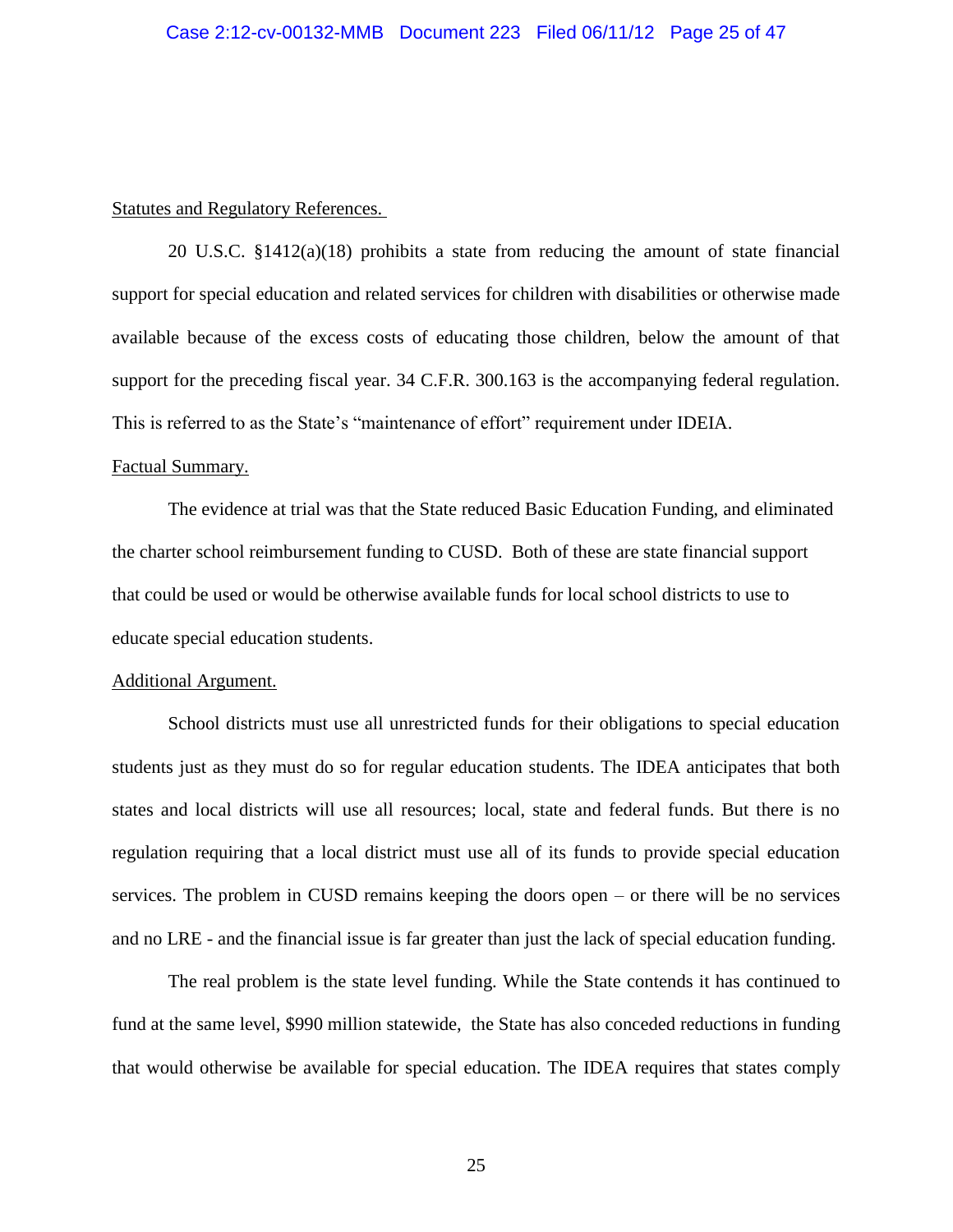<u>Statutes and Regulatory References.</u>

20 U.S.C. §1412(a)(18) prohibits a state from reducing the amount of state financial support for special education and related services for children with disabilities or otherwise made available because of the excess costs of educating those children, below the amount of that support for the preceding fiscal year. 34 C.F.R. 300.163 is the accompanying federal regulation. This is referred to as the State's "maintenance of effort" requirement under IDEIA.

<u>Factual Summary.</u>

The evidence at trial was that the State reduced Basic Education Funding, and eliminated the charter school reimbursement funding to CUSD. Both of these are state financial support that could be used or would be otherwise available funds for local school districts to use to educate special education students.

<u>Additional Argument.</u>

School districts must use all unrestricted funds for their obligations to special education students just as they must do so for regular education students. The IDEA anticipates that both states and local districts will use all resources; local, state and federal funds. But there is no regulation requiring that a local district must use all of its funds to provide special education services. The problem in CUSD remains keeping the doors open – or there will be no services and no LRE - and the financial issue is far greater than just the lack of special education funding.

The real problem is the state level funding. While the State contends it has continued to fund at the same level, $990 million statewide, the State has also conceded reductions in funding that would otherwise be available for special education. The IDEA requires that states comply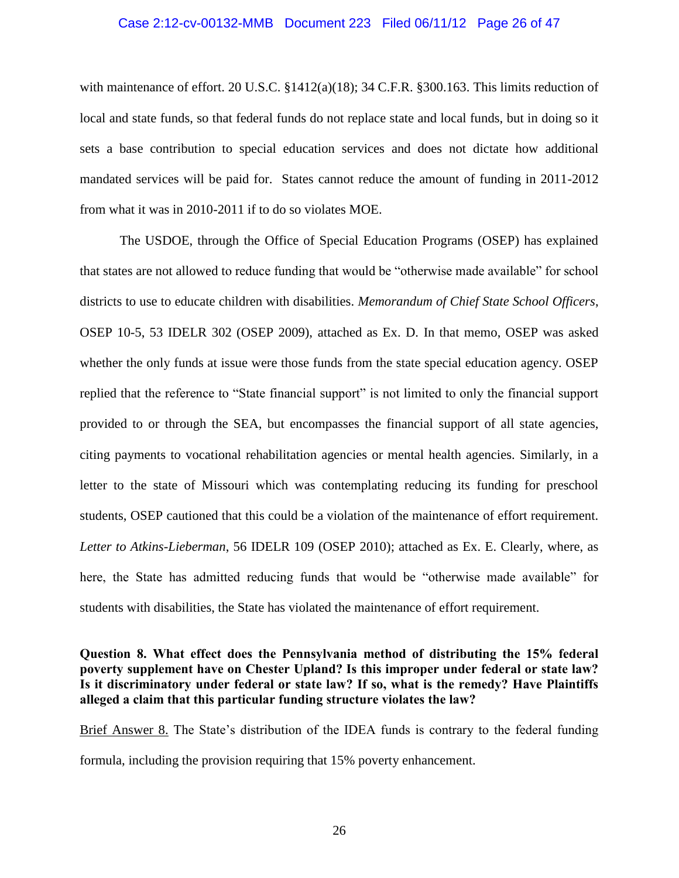with maintenance of effort. 20 U.S.C. §1412(a)(18); 34 C.F.R. §300.163. This limits reduction of local and state funds, so that federal funds do not replace state and local funds, but in doing so it sets a base contribution to special education services and does not dictate how additional mandated services will be paid for. States cannot reduce the amount of funding in 2011-2012 from what it was in 2010-2011 if to do so violates MOE.

The USDOE, through the Office of Special Education Programs (OSEP) has explained that states are not allowed to reduce funding that would be "otherwise made available" for school districts to use to educate children with disabilities. *Memorandum of Chief State School Officers*, OSEP 10-5, 53 IDELR 302 (OSEP 2009), attached as Ex. D. In that memo, OSEP was asked whether the only funds at issue were those funds from the state special education agency. OSEP replied that the reference to "State financial support" is not limited to only the financial support provided to or through the SEA, but encompasses the financial support of all state agencies, citing payments to vocational rehabilitation agencies or mental health agencies. Similarly, in a letter to the state of Missouri which was contemplating reducing its funding for preschool students, OSEP cautioned that this could be a violation of the maintenance of effort requirement. *Letter to Atkins-Lieberman*, 56 IDELR 109 (OSEP 2010); attached as Ex. E. Clearly, where, as here, the State has admitted reducing funds that would be "otherwise made available" for students with disabilities, the State has violated the maintenance of effort requirement.

**Question 8. What effect does the Pennsylvania method of distributing the 15% federal poverty supplement have on Chester Upland? Is this improper under federal or state law? Is it discriminatory under federal or state law? If so, what is the remedy? Have Plaintiffs alleged a claim that this particular funding structure violates the law?**

<u>Brief Answer 8.</u> The State's distribution of the IDEA funds is contrary to the federal funding formula, including the provision requiring that 15% poverty enhancement.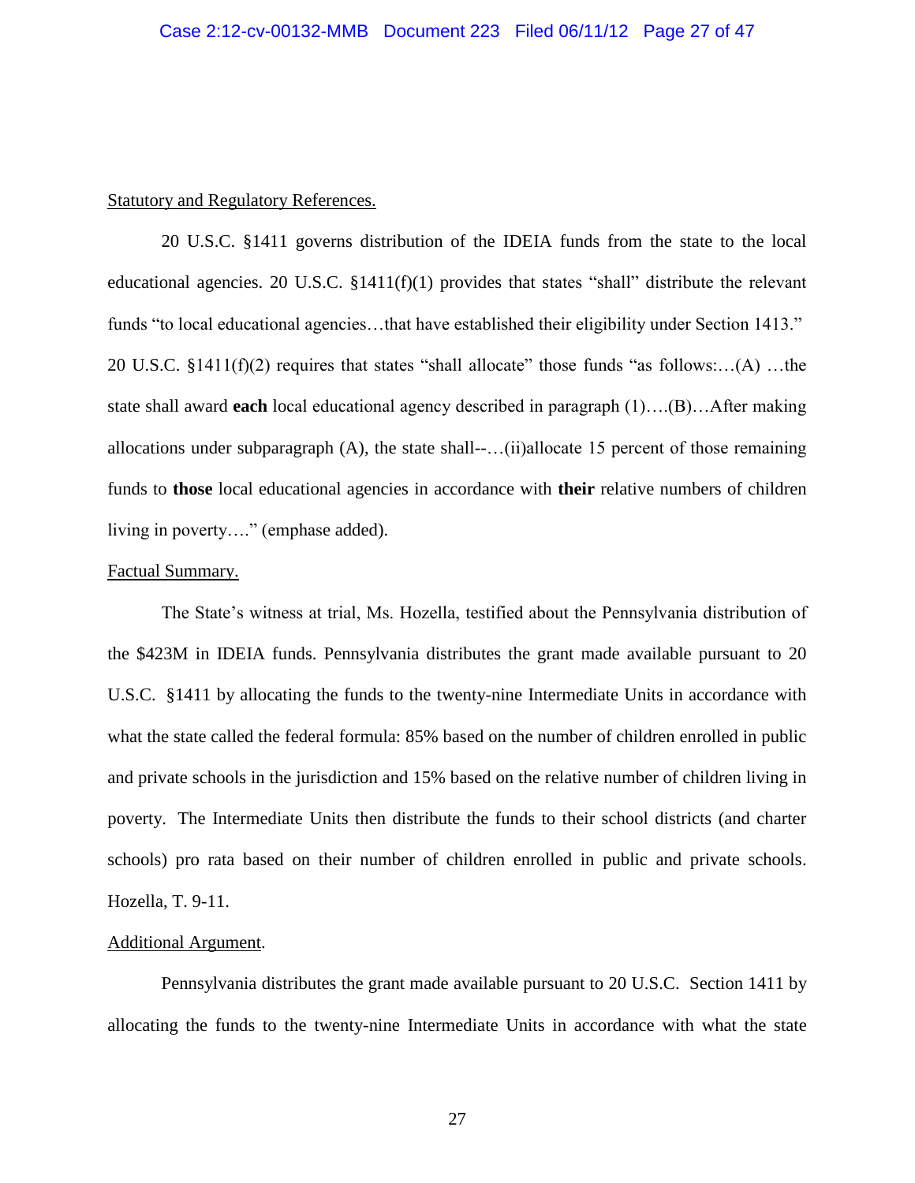Statistical and Regulatory References.

20 U.S.C. §1411 governs distribution of the IDEIA funds from the state to the local educational agencies. 20 U.S.C. §1411(f)(1) provides that states "shall" distribute the relevant funds "to local educational agencies…that have established their eligibility under Section 1413." 20 U.S.C. §1411(f)(2) requires that states "shall allocate" those funds "as follows:…(A) …the state shall award **each** local educational agency described in paragraph (1)….(B)…After making allocations under subparagraph (A), the state shall--…(ii)allocate 15 percent of those remaining funds to **those** local educational agencies in accordance with **their** relative numbers of children living in poverty…." (emphase added).

Factual Summary.

The State's witness at trial, Ms. Hozella, testified about the Pennsylvania distribution of the $423M in IDEIA funds. Pennsylvania distributes the grant made available pursuant to 20 U.S.C. §1411 by allocating the funds to the twenty-nine Intermediate Units in accordance with what the state called the federal formula: 85% based on the number of children enrolled in public and private schools in the jurisdiction and 15% based on the relative number of children living in poverty. The Intermediate Units then distribute the funds to their school districts (and charter schools) pro rata based on their number of children enrolled in public and private schools. Hozella, T. 9-11.

Additional Argument.

Pennsylvania distributes the grant made available pursuant to 20 U.S.C. Section 1411 by allocating the funds to the twenty-nine Intermediate Units in accordance with what the state

Statutory and Regulatory References.

20 U.S.C. §1411 governs distribution of the IDEIA funds from the state to the local educational agencies. 20 U.S.C. §1411(f)(1) provides that states "shall" distribute the relevant funds "to local educational agencies…that have established their eligibility under Section 1413." 20 U.S.C. §1411(f)(2) requires that states "shall allocate" those funds "as follows:…(A) …the state shall award **each** local educational agency described in paragraph (1)….(B)…After making allocations under subparagraph (A), the state shall--…(ii)allocate 15 percent of those remaining funds to **those** local educational agencies in accordance with **their** relative numbers of children living in poverty…." (emphase added).

Factual Summary.

The State's witness at trial, Ms. Hozella, testified about the Pennsylvania distribution of the $423M in IDEIA funds. Pennsylvania distributes the grant made available pursuant to 20 U.S.C. §1411 by allocating the funds to the twenty-nine Intermediate Units in accordance with what the state called the federal formula: 85% based on the number of children enrolled in public and private schools in the jurisdiction and 15% based on the relative number of children living in poverty. The Intermediate Units then distribute the funds to their school districts (and charter schools) pro rata based on their number of children enrolled in public and private schools. Hozella, T. 9-11.

Additional Argument.

Pennsylvania distributes the grant made available pursuant to 20 U.S.C. Section 1411 by allocating the funds to the twenty-nine Intermediate Units in accordance with what the state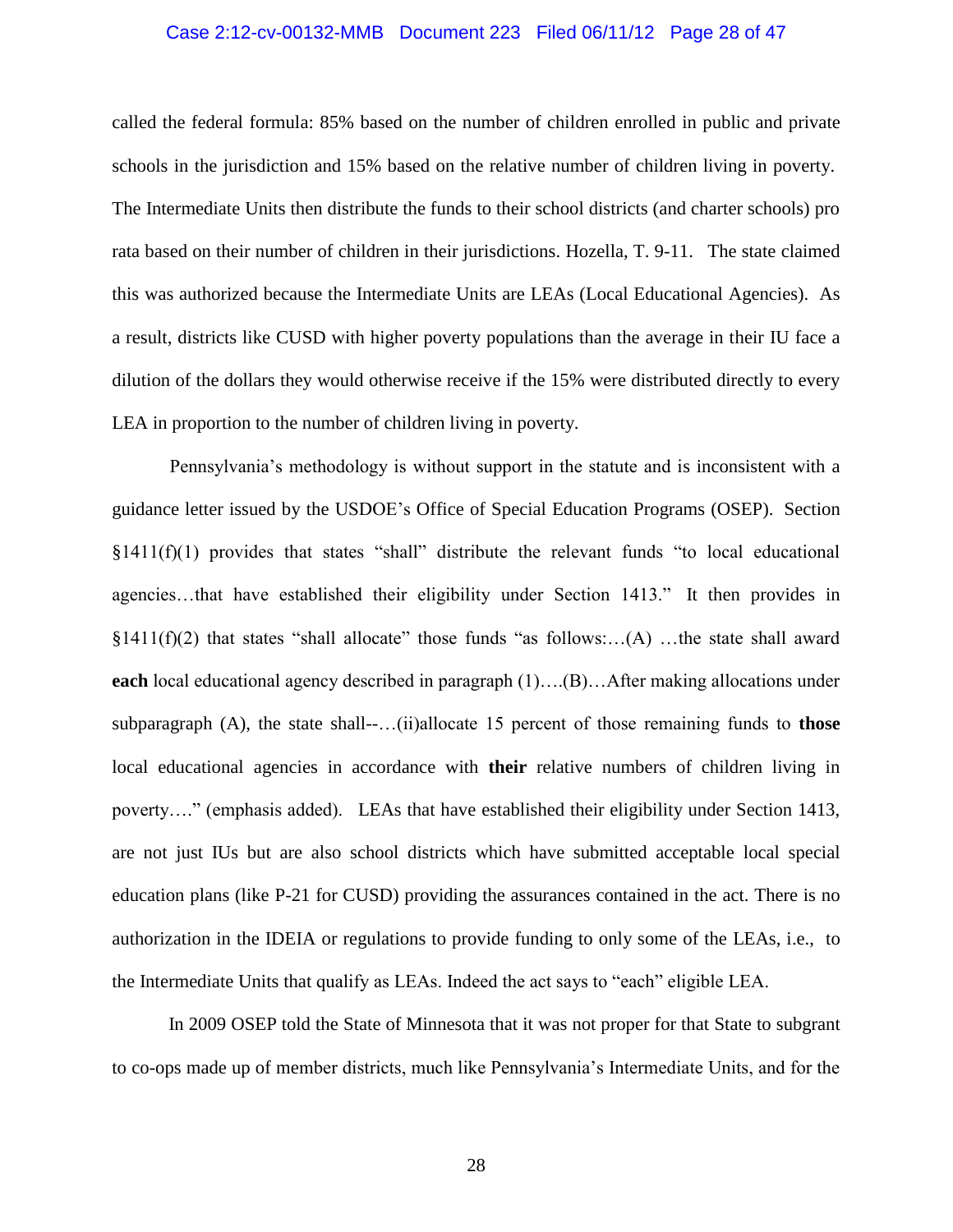called the federal formula: 85% based on the number of children enrolled in public and private schools in the jurisdiction and 15% based on the relative number of children living in poverty. The Intermediate Units then distribute the funds to their school districts (and charter schools) pro rata based on their number of children in their jurisdictions. Hozella, T. 9-11. The state claimed this was authorized because the Intermediate Units are LEAs (Local Educational Agencies). As a result, districts like CUSD with higher poverty populations than the average in their IU face a dilution of the dollars they would otherwise receive if the 15% were distributed directly to every LEA in proportion to the number of children living in poverty.

Pennsylvania's methodology is without support in the statute and is inconsistent with a guidance letter issued by the USDOE's Office of Special Education Programs (OSEP). Section §1411(f)(1) provides that states "shall" distribute the relevant funds "to local educational agencies…that have established their eligibility under Section 1413." It then provides in §1411(f)(2) that states "shall allocate" those funds "as follows:…(A) …the state shall award **each** local educational agency described in paragraph (1)….(B)…After making allocations under subparagraph (A), the state shall--…(ii)allocate 15 percent of those remaining funds to **those** local educational agencies in accordance with **their** relative numbers of children living in poverty…." (emphasis added). LEAs that have established their eligibility under Section 1413, are not just IUs but are also school districts which have submitted acceptable local special education plans (like P-21 for CUSD) providing the assurances contained in the act. There is no authorization in the IDEIA or regulations to provide funding to only some of the LEAs, i.e., to the Intermediate Units that qualify as LEAs. Indeed the act says to "each" eligible LEA.

In 2009 OSEP told the State of Minnesota that it was not proper for that State to subgrant to co-ops made up of member districts, much like Pennsylvania's Intermediate Units, and for the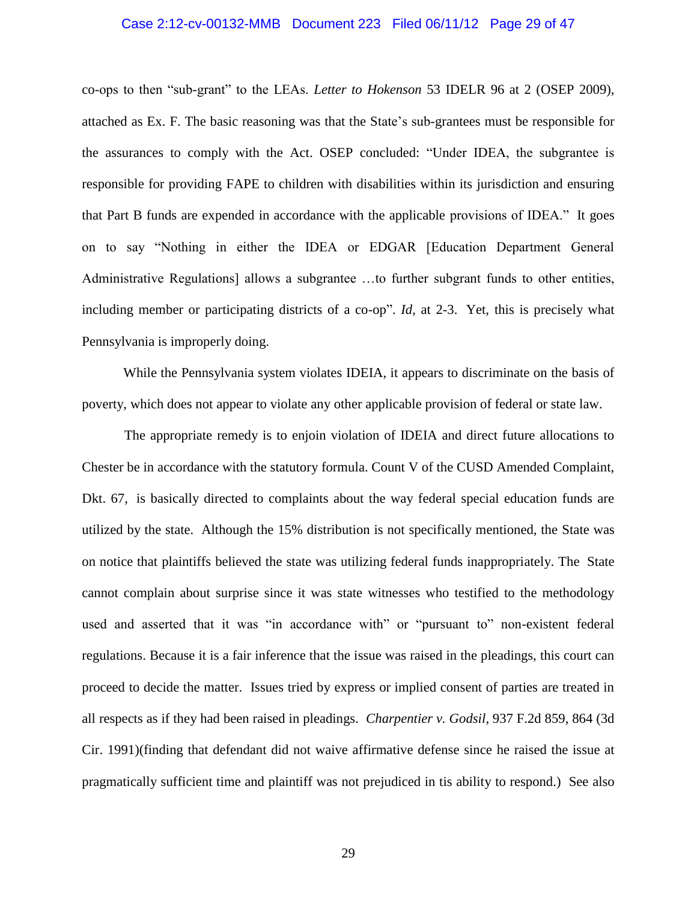co-ops to then "sub-grant" to the LEAs. *Letter to Hokenson* 53 IDELR 96 at 2 (OSEP 2009), attached as Ex. F. The basic reasoning was that the State's sub-grantees must be responsible for the assurances to comply with the Act. OSEP concluded: "Under IDEA, the subgrantee is responsible for providing FAPE to children with disabilities within its jurisdiction and ensuring that Part B funds are expended in accordance with the applicable provisions of IDEA." It goes on to say "Nothing in either the IDEA or EDGAR [Education Department General Administrative Regulations] allows a subgrantee …to further subgrant funds to other entities, including member or participating districts of a co-op". *Id*, at 2-3. Yet, this is precisely what Pennsylvania is improperly doing.

While the Pennsylvania system violates IDEIA, it appears to discriminate on the basis of poverty, which does not appear to violate any other applicable provision of federal or state law.

The appropriate remedy is to enjoin violation of IDEIA and direct future allocations to Chester be in accordance with the statutory formula. Count V of the CUSD Amended Complaint, Dkt. 67, is basically directed to complaints about the way federal special education funds are utilized by the state. Although the 15% distribution is not specifically mentioned, the State was on notice that plaintiffs believed the state was utilizing federal funds inappropriately. The State cannot complain about surprise since it was state witnesses who testified to the methodology used and asserted that it was "in accordance with" or "pursuant to" non-existent federal regulations. Because it is a fair inference that the issue was raised in the pleadings, this court can proceed to decide the matter. Issues tried by express or implied consent of parties are treated in all respects as if they had been raised in pleadings. *Charpentier v. Godsil*, 937 F.2d 859, 864 (3d Cir. 1991)(finding that defendant did not waive affirmative defense since he raised the issue at pragmatically sufficient time and plaintiff was not prejudiced in tis ability to respond.) See also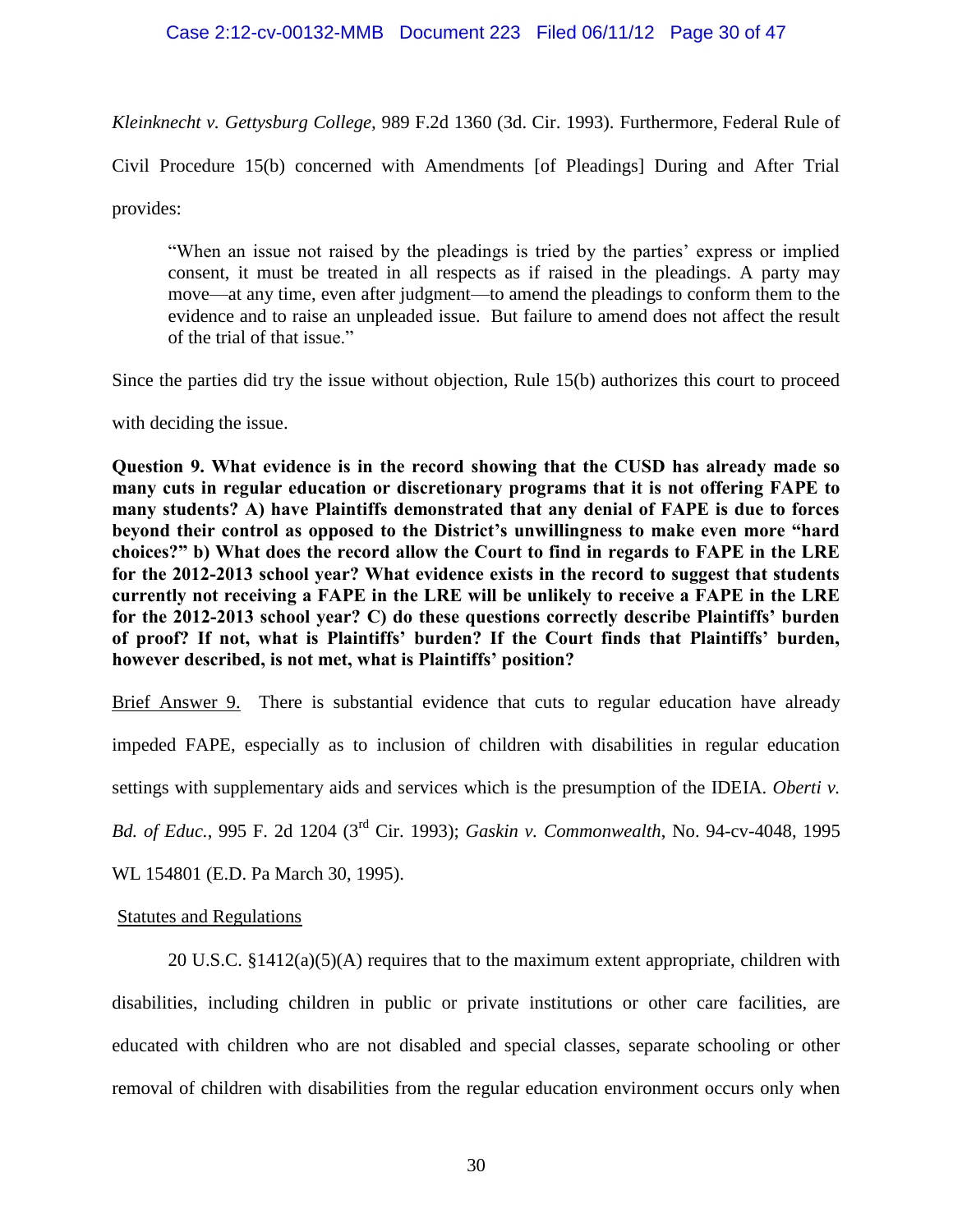*Kleinknecht v. Gettysburg College,* 989 F.2d 1360 (3d. Cir. 1993). Furthermore, Federal Rule of Civil Procedure 15(b) concerned with Amendments [of Pleadings] During and After Trial provides:

> "When an issue not raised by the pleadings is tried by the parties' express or implied consent, it must be treated in all respects as if raised in the pleadings. A party may move—at any time, even after judgment—to amend the pleadings to conform them to the evidence and to raise an unpleaded issue. But failure to amend does not affect the result of the trial of that issue."

Since the parties did try the issue without objection, Rule 15(b) authorizes this court to proceed with deciding the issue.

**Question 9. What evidence is in the record showing that the CUSD has already made so many cuts in regular education or discretionary programs that it is not offering FAPE to many students? A) have Plaintiffs demonstrated that any denial of FAPE is due to forces beyond their control as opposed to the District's unwillingness to make even more "hard choices?" b) What does the record allow the Court to find in regards to FAPE in the LRE for the 2012-2013 school year? What evidence exists in the record to suggest that students currently not receiving a FAPE in the LRE will be unlikely to receive a FAPE in the LRE for the 2012-2013 school year? C) do these questions correctly describe Plaintiffs' burden of proof? If not, what is Plaintiffs' burden? If the Court finds that Plaintiffs' burden, however described, is not met, what is Plaintiffs' position?**

<u>Brief Answer 9.</u> There is substantial evidence that cuts to regular education have already impeded FAPE, especially as to inclusion of children with disabilities in regular education settings with supplementary aids and services which is the presumption of the IDEIA. *Oberti v. Bd. of Educ.*, 995 F. 2d 1204 (3rd Cir. 1993); *Gaskin v. Commonwealth*, No. 94-cv-4048, 1995 WL 154801 (E.D. Pa March 30, 1995).

<u>Statutes and Regulations</u>

20 U.S.C. §1412(a)(5)(A) requires that to the maximum extent appropriate, children with disabilities, including children in public or private institutions or other care facilities, are educated with children who are not disabled and special classes, separate schooling or other removal of children with disabilities from the regular education environment occurs only when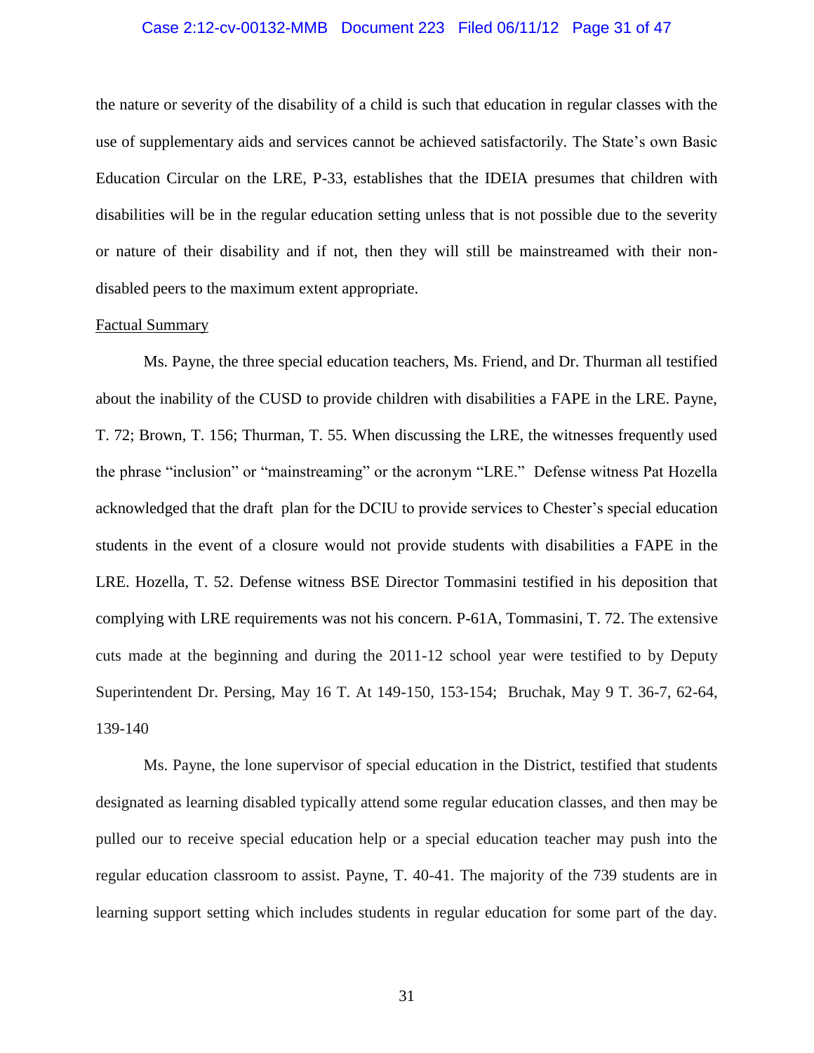the nature or severity of the disability of a child is such that education in regular classes with the use of supplementary aids and services cannot be achieved satisfactorily. The State's own Basic Education Circular on the LRE, P-33, establishes that the IDEIA presumes that children with disabilities will be in the regular education setting unless that is not possible due to the severity or nature of their disability and if not, then they will still be mainstreamed with their non-disabled peers to the maximum extent appropriate.

<u>Factual Summary</u>

Ms. Payne, the three special education teachers, Ms. Friend, and Dr. Thurman all testified about the inability of the CUSD to provide children with disabilities a FAPE in the LRE. Payne, T. 72; Brown, T. 156; Thurman, T. 55. When discussing the LRE, the witnesses frequently used the phrase "inclusion" or "mainstreaming" or the acronym "LRE." Defense witness Pat Hozella acknowledged that the draft plan for the DCIU to provide services to Chester's special education students in the event of a closure would not provide students with disabilities a FAPE in the LRE. Hozella, T. 52. Defense witness BSE Director Tommasini testified in his deposition that complying with LRE requirements was not his concern. P-61A, Tommasini, T. 72. The extensive cuts made at the beginning and during the 2011-12 school year were testified to by Deputy Superintendent Dr. Persing, May 16 T. At 149-150, 153-154; Bruchak, May 9 T. 36-7, 62-64, 139-140

Ms. Payne, the lone supervisor of special education in the District, testified that students designated as learning disabled typically attend some regular education classes, and then may be pulled our to receive special education help or a special education teacher may push into the regular education classroom to assist. Payne, T. 40-41. The majority of the 739 students are in learning support setting which includes students in regular education for some part of the day.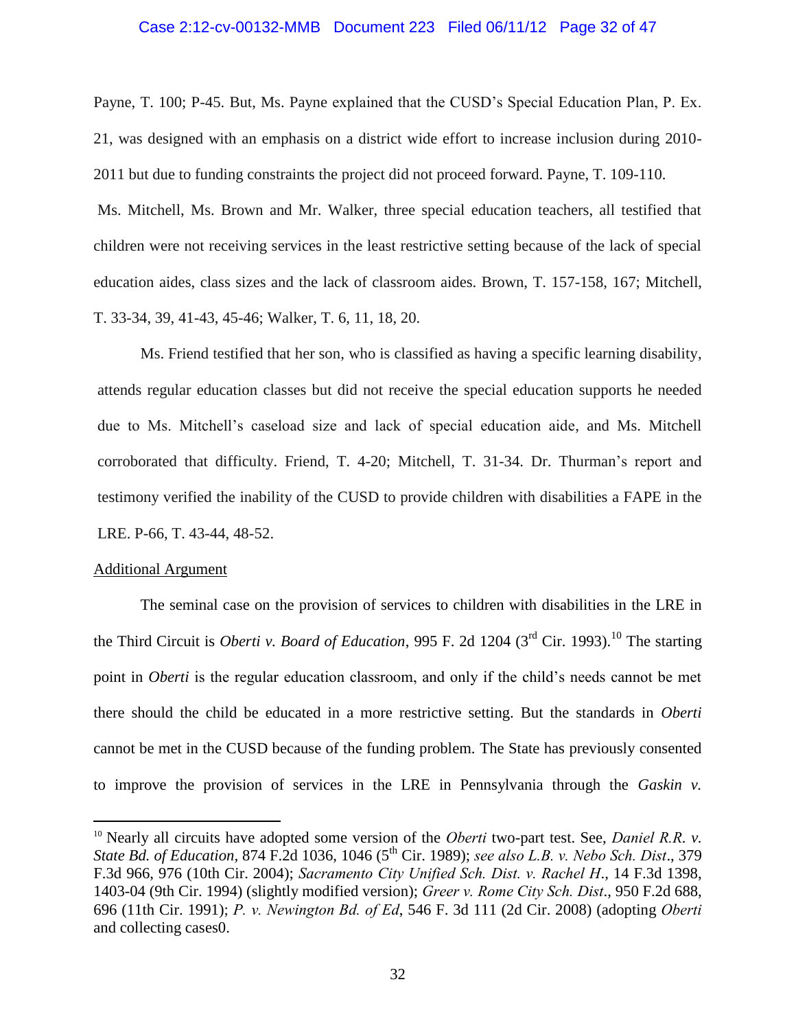Payne, T. 100; P-45. But, Ms. Payne explained that the CUSD's Special Education Plan, P. Ex. 21, was designed with an emphasis on a district wide effort to increase inclusion during 2010-2011 but due to funding constraints the project did not proceed forward. Payne, T. 109-110.

Ms. Mitchell, Ms. Brown and Mr. Walker, three special education teachers, all testified that children were not receiving services in the least restrictive setting because of the lack of special education aides, class sizes and the lack of classroom aides. Brown, T. 157-158, 167; Mitchell, T. 33-34, 39, 41-43, 45-46; Walker, T. 6, 11, 18, 20.

Ms. Friend testified that her son, who is classified as having a specific learning disability, attends regular education classes but did not receive the special education supports he needed due to Ms. Mitchell's caseload size and lack of special education aide, and Ms. Mitchell corroborated that difficulty. Friend, T. 4-20; Mitchell, T. 31-34. Dr. Thurman's report and testimony verified the inability of the CUSD to provide children with disabilities a FAPE in the LRE. P-66, T. 43-44, 48-52.

<u>Additional Argument</u>

The seminal case on the provision of services to children with disabilities in the LRE in the Third Circuit is *Oberti v. Board of Education*, 995 F. 2d 1204 (3rd Cir. 1993).[10] The starting point in *Oberti* is the regular education classroom, and only if the child's needs cannot be met there should the child be educated in a more restrictive setting. But the standards in *Oberti* cannot be met in the CUSD because of the funding problem. The State has previously consented to improve the provision of services in the LRE in Pennsylvania through the *Gaskin v.*

---

[10] Nearly all circuits have adopted some version of the *Oberti* two-part test. See, *Daniel R.R. v. State Bd. of Education*, 874 F.2d 1036, 1046 (5th Cir. 1989); *see also L.B. v. Nebo Sch. Dist*., 379 F.3d 966, 976 (10th Cir. 2004); *Sacramento City Unified Sch. Dist. v. Rachel H*., 14 F.3d 1398, 1403-04 (9th Cir. 1994) (slightly modified version); *Greer v. Rome City Sch. Dist*., 950 F.2d 688, 696 (11th Cir. 1991); *P. v. Newington Bd. of Ed*, 546 F. 3d 111 (2d Cir. 2008) (adopting *Oberti* and collecting cases0.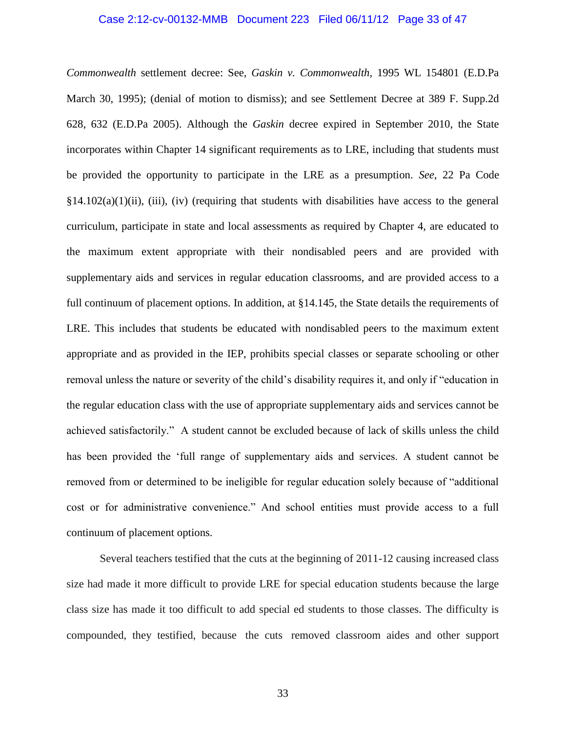*Commonwealth* settlement decree: See, *Gaskin v. Commonwealth*, 1995 WL 154801 (E.D.Pa March 30, 1995); (denial of motion to dismiss); and see Settlement Decree at 389 F. Supp.2d 628, 632 (E.D.Pa 2005). Although the *Gaskin* decree expired in September 2010, the State incorporates within Chapter 14 significant requirements as to LRE, including that students must be provided the opportunity to participate in the LRE as a presumption. *See*, 22 Pa Code §14.102(a)(1)(ii), (iii), (iv) (requiring that students with disabilities have access to the general curriculum, participate in state and local assessments as required by Chapter 4, are educated to the maximum extent appropriate with their nondisabled peers and are provided with supplementary aids and services in regular education classrooms, and are provided access to a full continuum of placement options. In addition, at §14.145, the State details the requirements of LRE. This includes that students be educated with nondisabled peers to the maximum extent appropriate and as provided in the IEP, prohibits special classes or separate schooling or other removal unless the nature or severity of the child's disability requires it, and only if "education in the regular education class with the use of appropriate supplementary aids and services cannot be achieved satisfactorily." A student cannot be excluded because of lack of skills unless the child has been provided the 'full range of supplementary aids and services. A student cannot be removed from or determined to be ineligible for regular education solely because of "additional cost or for administrative convenience." And school entities must provide access to a full continuum of placement options.

Several teachers testified that the cuts at the beginning of 2011-12 causing increased class size had made it more difficult to provide LRE for special education students because the large class size has made it too difficult to add special ed students to those classes. The difficulty is compounded, they testified, because the cuts removed classroom aides and other support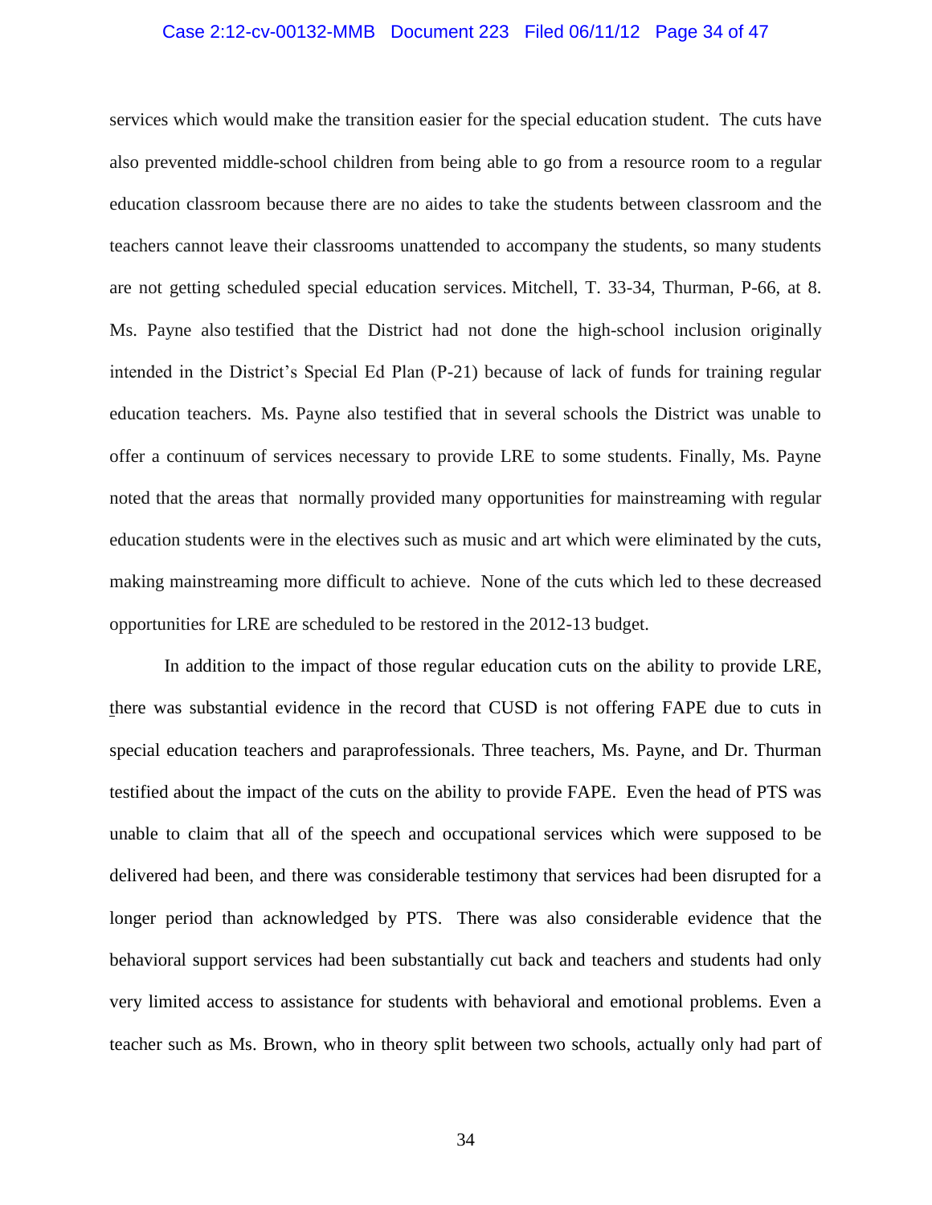services which would make the transition easier for the special education student. The cuts have also prevented middle-school children from being able to go from a resource room to a regular education classroom because there are no aides to take the students between classroom and the teachers cannot leave their classrooms unattended to accompany the students, so many students are not getting scheduled special education services. Mitchell, T. 33-34, Thurman, P-66, at 8. Ms. Payne also testified that the District had not done the high-school inclusion originally intended in the District's Special Ed Plan (P-21) because of lack of funds for training regular education teachers. Ms. Payne also testified that in several schools the District was unable to offer a continuum of services necessary to provide LRE to some students. Finally, Ms. Payne noted that the areas that normally provided many opportunities for mainstreaming with regular education students were in the electives such as music and art which were eliminated by the cuts, making mainstreaming more difficult to achieve. None of the cuts which led to these decreased opportunities for LRE are scheduled to be restored in the 2012-13 budget.

In addition to the impact of those regular education cuts on the ability to provide LRE, there was substantial evidence in the record that CUSD is not offering FAPE due to cuts in special education teachers and paraprofessionals. Three teachers, Ms. Payne, and Dr. Thurman testified about the impact of the cuts on the ability to provide FAPE. Even the head of PTS was unable to claim that all of the speech and occupational services which were supposed to be delivered had been, and there was considerable testimony that services had been disrupted for a longer period than acknowledged by PTS. There was also considerable evidence that the behavioral support services had been substantially cut back and teachers and students had only very limited access to assistance for students with behavioral and emotional problems. Even a teacher such as Ms. Brown, who in theory split between two schools, actually only had part of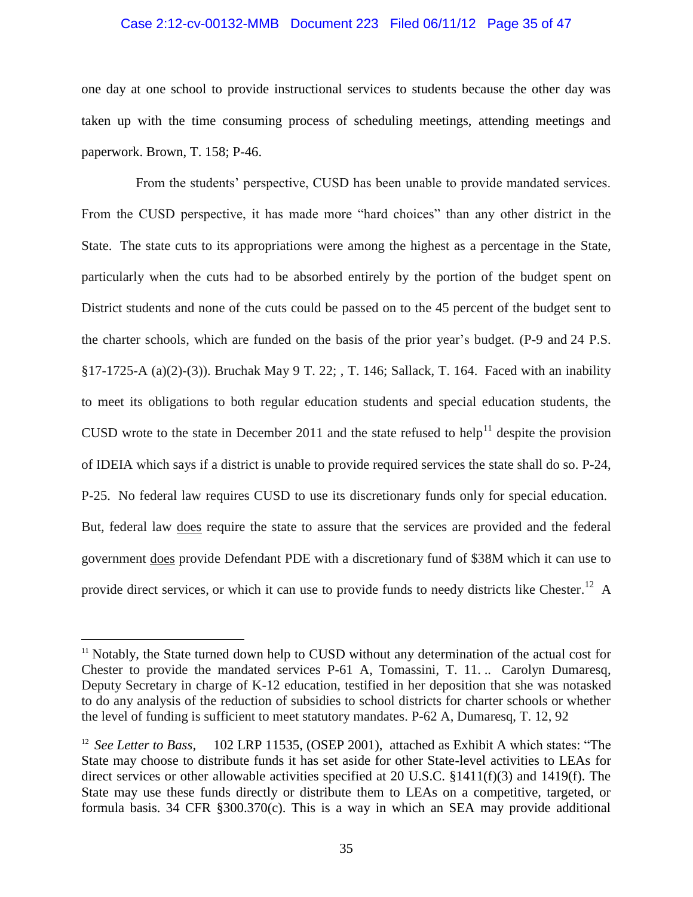one day at one school to provide instructional services to students because the other day was taken up with the time consuming process of scheduling meetings, attending meetings and paperwork. Brown, T. 158; P-46.

From the students' perspective, CUSD has been unable to provide mandated services. From the CUSD perspective, it has made more "hard choices" than any other district in the State. The state cuts to its appropriations were among the highest as a percentage in the State, particularly when the cuts had to be absorbed entirely by the portion of the budget spent on District students and none of the cuts could be passed on to the 45 percent of the budget sent to the charter schools, which are funded on the basis of the prior year's budget. (P-9 and 24 P.S. §17-1725-A (a)(2)-(3)). Bruchak May 9 T. 22; , T. 146; Sallack, T. 164. Faced with an inability to meet its obligations to both regular education students and special education students, the CUSD wrote to the state in December 2011 and the state refused to help[11] despite the provision of IDEIA which says if a district is unable to provide required services the state shall do so. P-24, P-25. No federal law requires CUSD to use its discretionary funds only for special education. But, federal law <u>does</u> require the state to assure that the services are provided and the federal government <u>does</u> provide Defendant PDE with a discretionary fund of $38M which it can use to provide direct services, or which it can use to provide funds to needy districts like Chester.[12] A

---

[11] Notably, the State turned down help to CUSD without any determination of the actual cost for Chester to provide the mandated services P-61 A, Tomassini, T. 11. .. Carolyn Dumaresq, Deputy Secretary in charge of K-12 education, testified in her deposition that she was notasked to do any analysis of the reduction of subsidies to school districts for charter schools or whether the level of funding is sufficient to meet statutory mandates. P-62 A, Dumaresq, T. 12, 92

[12] *See Letter to Bass*, 102 LRP 11535, (OSEP 2001), attached as Exhibit A which states: "The State may choose to distribute funds it has set aside for other State-level activities to LEAs for direct services or other allowable activities specified at 20 U.S.C. §1411(f)(3) and 1419(f). The State may use these funds directly or distribute them to LEAs on a competitive, targeted, or formula basis. 34 CFR §300.370(c). This is a way in which an SEA may provide additional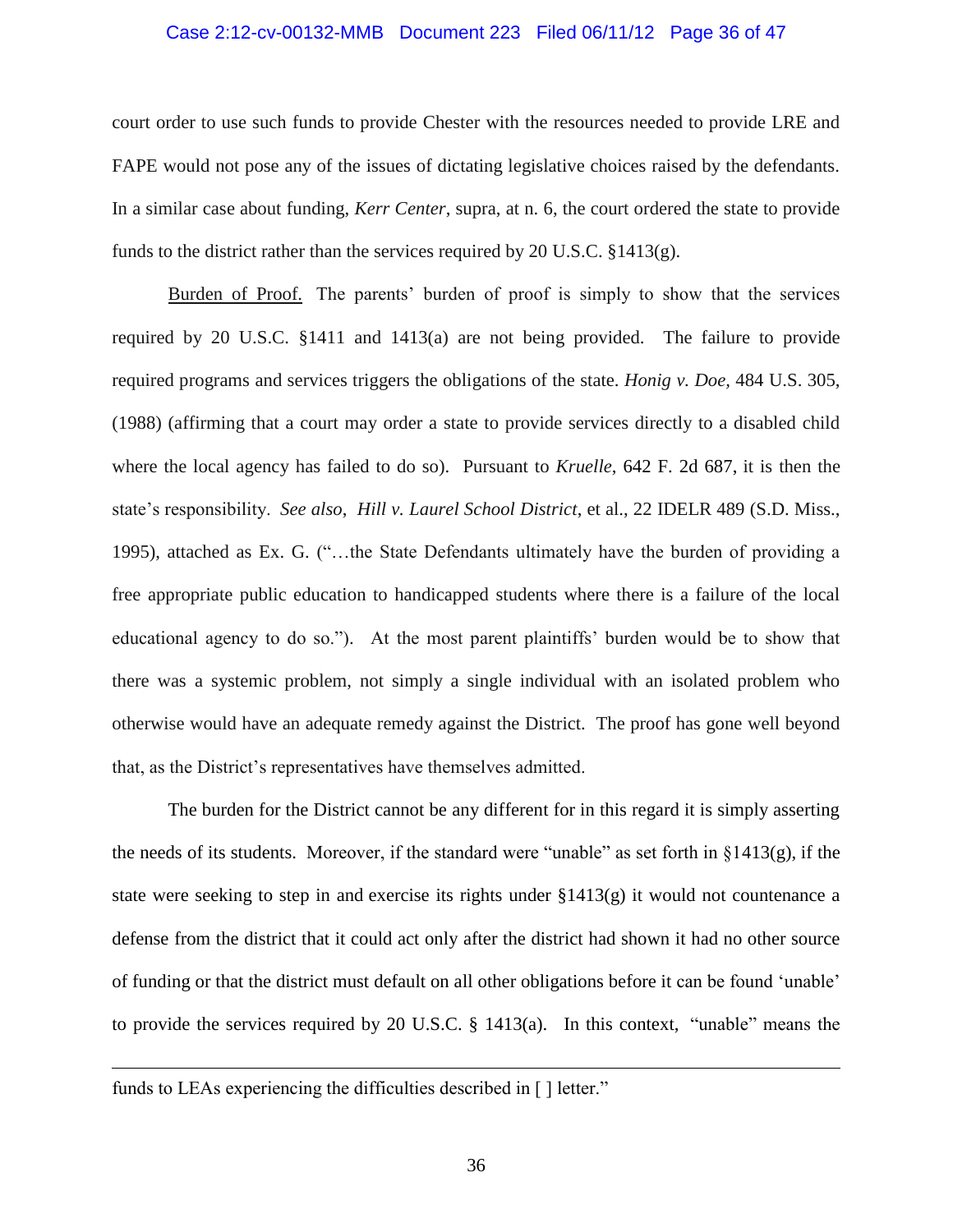court order to use such funds to provide Chester with the resources needed to provide LRE and FAPE would not pose any of the issues of dictating legislative choices raised by the defendants. In a similar case about funding, *Kerr Center*, supra, at n. 6, the court ordered the state to provide funds to the district rather than the services required by 20 U.S.C. §1413(g).

Burden of Proof. The parents' burden of proof is simply to show that the services required by 20 U.S.C. §1411 and 1413(a) are not being provided. The failure to provide required programs and services triggers the obligations of the state. *Honig v. Doe,* 484 U.S. 305, (1988) (affirming that a court may order a state to provide services directly to a disabled child where the local agency has failed to do so). Pursuant to *Kruelle*, 642 F. 2d 687, it is then the state's responsibility. *See also*, *Hill v. Laurel School District*, et al., 22 IDELR 489 (S.D. Miss., 1995), attached as Ex. G. ("…the State Defendants ultimately have the burden of providing a free appropriate public education to handicapped students where there is a failure of the local educational agency to do so."). At the most parent plaintiffs' burden would be to show that there was a systemic problem, not simply a single individual with an isolated problem who otherwise would have an adequate remedy against the District. The proof has gone well beyond that, as the District's representatives have themselves admitted.

The burden for the District cannot be any different for in this regard it is simply asserting the needs of its students. Moreover, if the standard were "unable" as set forth in §1413(g), if the state were seeking to step in and exercise its rights under §1413(g) it would not countenance a defense from the district that it could act only after the district had shown it had no other source of funding or that the district must default on all other obligations before it can be found 'unable' to provide the services required by 20 U.S.C. § 1413(a). In this context, "unable" means the

---

funds to LEAs experiencing the difficulties described in [ ] letter."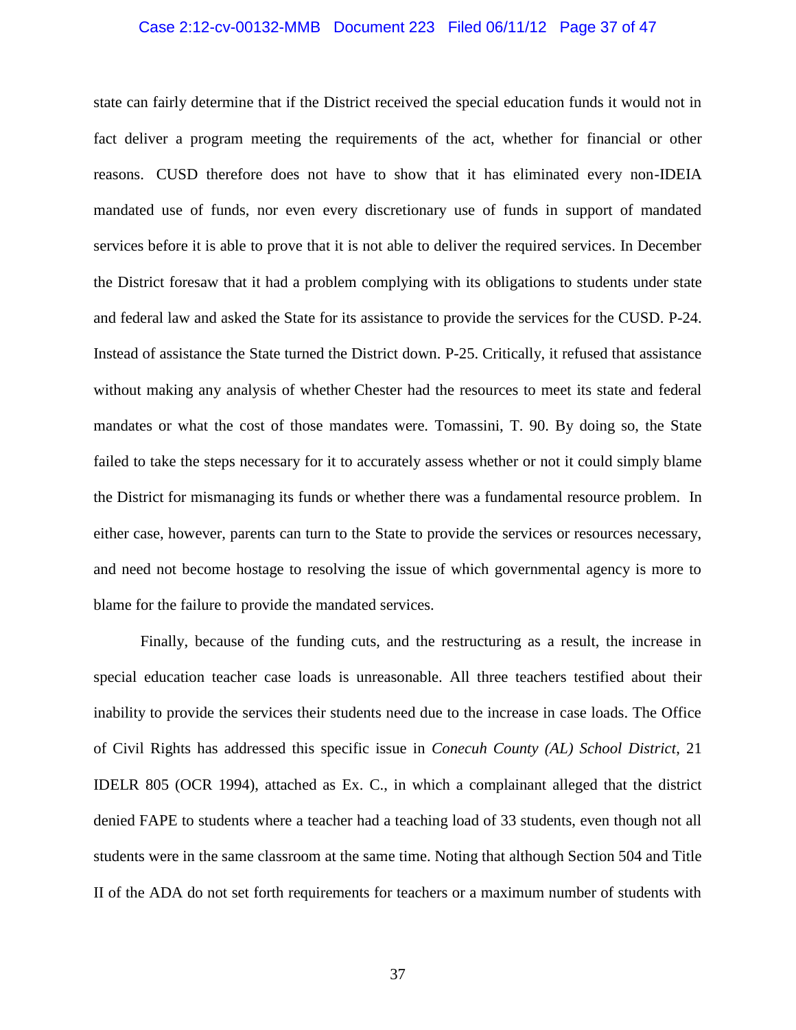state can fairly determine that if the District received the special education funds it would not in fact deliver a program meeting the requirements of the act, whether for financial or other reasons. CUSD therefore does not have to show that it has eliminated every non-IDEIA mandated use of funds, nor even every discretionary use of funds in support of mandated services before it is able to prove that it is not able to deliver the required services. In December the District foresaw that it had a problem complying with its obligations to students under state and federal law and asked the State for its assistance to provide the services for the CUSD. P-24. Instead of assistance the State turned the District down. P-25. Critically, it refused that assistance without making any analysis of whether Chester had the resources to meet its state and federal mandates or what the cost of those mandates were. Tomassini, T. 90. By doing so, the State failed to take the steps necessary for it to accurately assess whether or not it could simply blame the District for mismanaging its funds or whether there was a fundamental resource problem. In either case, however, parents can turn to the State to provide the services or resources necessary, and need not become hostage to resolving the issue of which governmental agency is more to blame for the failure to provide the mandated services.

Finally, because of the funding cuts, and the restructuring as a result, the increase in special education teacher case loads is unreasonable. All three teachers testified about their inability to provide the services their students need due to the increase in case loads. The Office of Civil Rights has addressed this specific issue in *Conecuh County (AL) School District*, 21 IDELR 805 (OCR 1994), attached as Ex. C., in which a complainant alleged that the district denied FAPE to students where a teacher had a teaching load of 33 students, even though not all students were in the same classroom at the same time. Noting that although Section 504 and Title II of the ADA do not set forth requirements for teachers or a maximum number of students with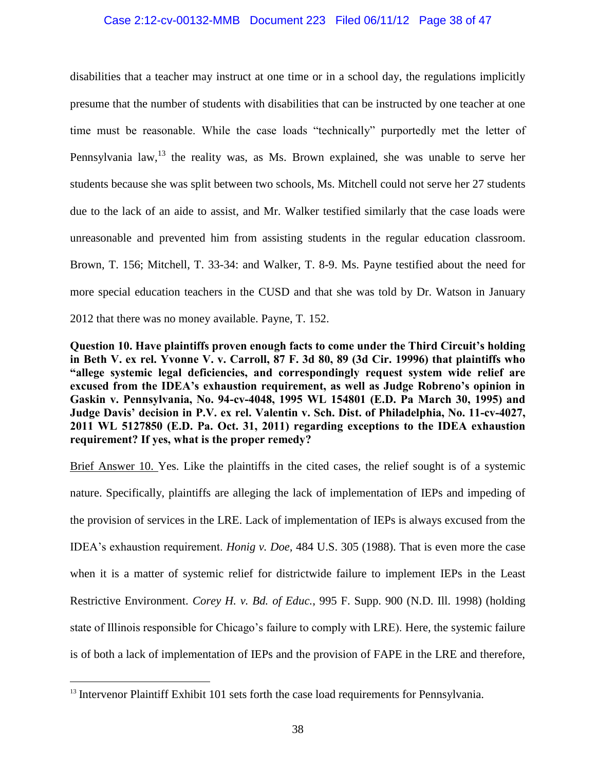disabilities that a teacher may instruct at one time or in a school day, the regulations implicitly presume that the number of students with disabilities that can be instructed by one teacher at one time must be reasonable. While the case loads "technically" purportedly met the letter of Pennsylvania law,[13] the reality was, as Ms. Brown explained, she was unable to serve her students because she was split between two schools, Ms. Mitchell could not serve her 27 students due to the lack of an aide to assist, and Mr. Walker testified similarly that the case loads were unreasonable and prevented him from assisting students in the regular education classroom. Brown, T. 156; Mitchell, T. 33-34: and Walker, T. 8-9. Ms. Payne testified about the need for more special education teachers in the CUSD and that she was told by Dr. Watson in January 2012 that there was no money available. Payne, T. 152.

**Question 10. Have plaintiffs proven enough facts to come under the Third Circuit's holding in Beth V. ex rel. Yvonne V. v. Carroll, 87 F. 3d 80, 89 (3d Cir. 19996) that plaintiffs who "allege systemic legal deficiencies, and correspondingly request system wide relief are excused from the IDEA's exhaustion requirement, as well as Judge Robreno's opinion in Gaskin v. Pennsylvania, No. 94-cv-4048, 1995 WL 154801 (E.D. Pa March 30, 1995) and Judge Davis' decision in P.V. ex rel. Valentin v. Sch. Dist. of Philadelphia, No. 11-cv-4027, 2011 WL 5127850 (E.D. Pa. Oct. 31, 2011) regarding exceptions to the IDEA exhaustion requirement? If yes, what is the proper remedy?**

Brief Answer 10. Yes. Like the plaintiffs in the cited cases, the relief sought is of a systemic nature. Specifically, plaintiffs are alleging the lack of implementation of IEPs and impeding of the provision of services in the LRE. Lack of implementation of IEPs is always excused from the IDEA's exhaustion requirement. *Honig v. Doe,* 484 U.S. 305 (1988). That is even more the case when it is a matter of systemic relief for districtwide failure to implement IEPs in the Least Restrictive Environment. *Corey H. v. Bd. of Educ.,* 995 F. Supp. 900 (N.D. Ill. 1998) (holding state of Illinois responsible for Chicago's failure to comply with LRE). Here, the systemic failure is of both a lack of implementation of IEPs and the provision of FAPE in the LRE and therefore,

[13] Intervenor Plaintiff Exhibit 101 sets forth the case load requirements for Pennsylvania.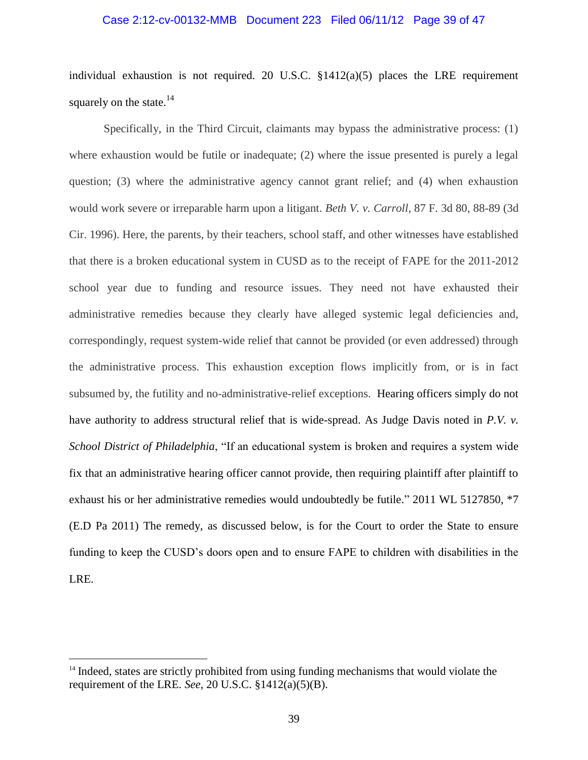individual exhaustion is not required. 20 U.S.C. §1412(a)(5) places the LRE requirement squarely on the state.[14]

Specifically, in the Third Circuit, claimants may bypass the administrative process: (1) where exhaustion would be futile or inadequate; (2) where the issue presented is purely a legal question; (3) where the administrative agency cannot grant relief; and (4) when exhaustion would work severe or irreparable harm upon a litigant. *Beth V. v. Carroll*, 87 F. 3d 80, 88-89 (3d Cir. 1996). Here, the parents, by their teachers, school staff, and other witnesses have established that there is a broken educational system in CUSD as to the receipt of FAPE for the 2011-2012 school year due to funding and resource issues. They need not have exhausted their administrative remedies because they clearly have alleged systemic legal deficiencies and, correspondingly, request system-wide relief that cannot be provided (or even addressed) through the administrative process. This exhaustion exception flows implicitly from, or is in fact subsumed by, the futility and no-administrative-relief exceptions. Hearing officers simply do not have authority to address structural relief that is wide-spread. As Judge Davis noted in *P.V. v. School District of Philadelphia*, "If an educational system is broken and requires a system wide fix that an administrative hearing officer cannot provide, then requiring plaintiff after plaintiff to exhaust his or her administrative remedies would undoubtedly be futile." 2011 WL 5127850, *7 (E.D Pa 2011) The remedy, as discussed below, is for the Court to order the State to ensure funding to keep the CUSD's doors open and to ensure FAPE to children with disabilities in the LRE.

---

[14] Indeed, states are strictly prohibited from using funding mechanisms that would violate the requirement of the LRE. *See,* 20 U.S.C. §1412(a)(5)(B).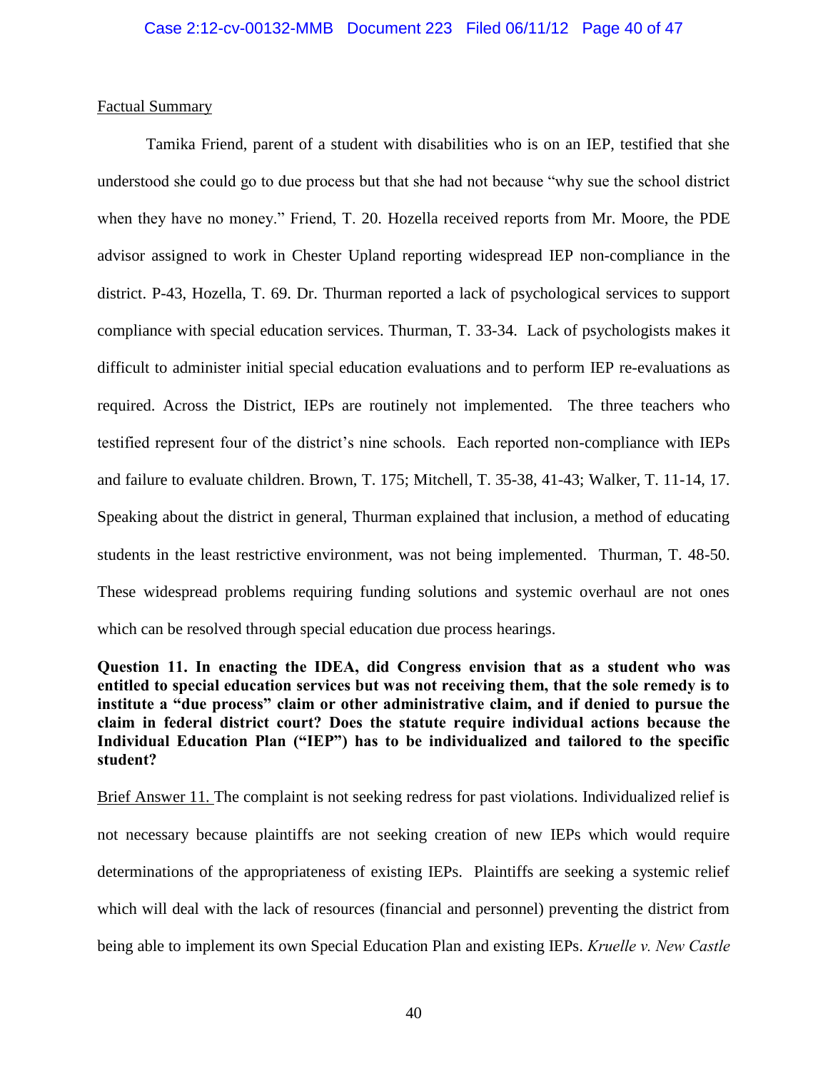Factual Summary

Tamika Friend, parent of a student with disabilities who is on an IEP, testified that she understood she could go to due process but that she had not because "why sue the school district when they have no money." Friend, T. 20. Hozella received reports from Mr. Moore, the PDE advisor assigned to work in Chester Upland reporting widespread IEP non-compliance in the district. P-43, Hozella, T. 69. Dr. Thurman reported a lack of psychological services to support compliance with special education services. Thurman, T. 33-34. Lack of psychologists makes it difficult to administer initial special education evaluations and to perform IEP re-evaluations as required. Across the District, IEPs are routinely not implemented. The three teachers who testified represent four of the district's nine schools. Each reported non-compliance with IEPs and failure to evaluate children. Brown, T. 175; Mitchell, T. 35-38, 41-43; Walker, T. 11-14, 17. Speaking about the district in general, Thurman explained that inclusion, a method of educating students in the least restrictive environment, was not being implemented. Thurman, T. 48-50. These widespread problems requiring funding solutions and systemic overhaul are not ones which can be resolved through special education due process hearings.

**Question 11. In enacting the IDEA, did Congress envision that as a student who was entitled to special education services but was not receiving them, that the sole remedy is to institute a "due process" claim or other administrative claim, and if denied to pursue the claim in federal district court? Does the statute require individual actions because the Individual Education Plan ("IEP") has to be individualized and tailored to the specific student?**

Brief Answer 11. The complaint is not seeking redress for past violations. Individualized relief is not necessary because plaintiffs are not seeking creation of new IEPs which would require determinations of the appropriateness of existing IEPs. Plaintiffs are seeking a systemic relief which will deal with the lack of resources (financial and personnel) preventing the district from being able to implement its own Special Education Plan and existing IEPs. *Kruelle v. New Castle*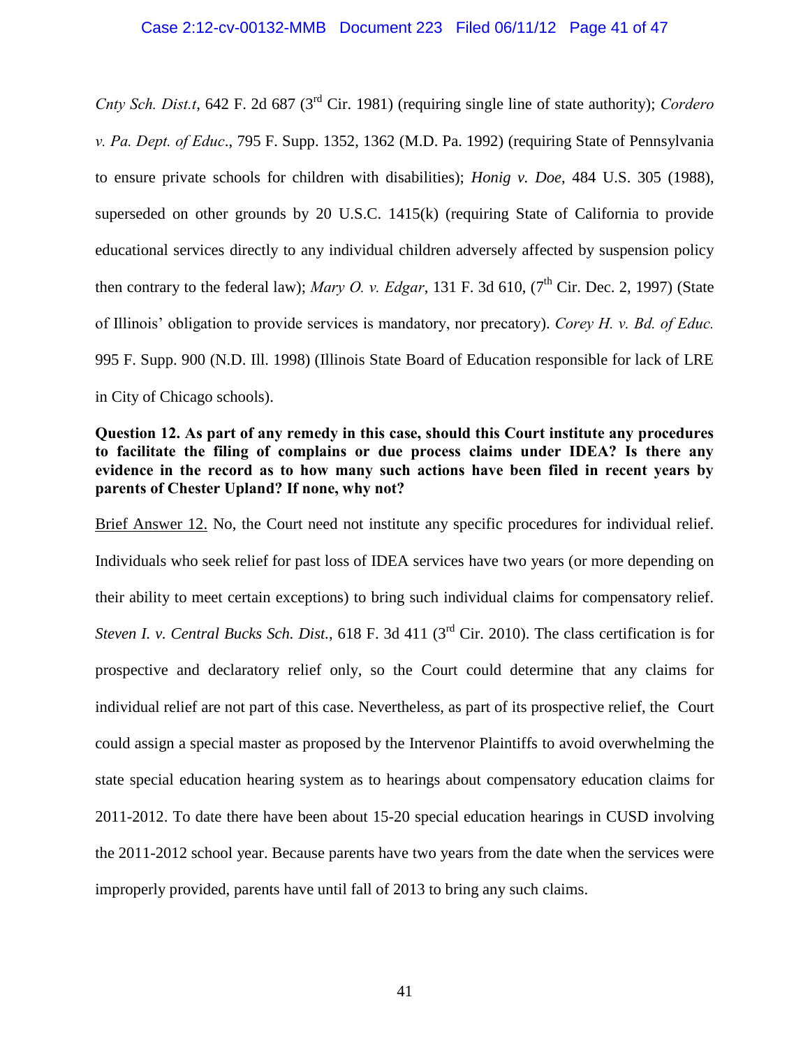*Cnty Sch. Dist.t*, 642 F. 2d 687 (3rd Cir. 1981) (requiring single line of state authority); *Cordero v. Pa. Dept. of Educ*., 795 F. Supp. 1352, 1362 (M.D. Pa. 1992) (requiring State of Pennsylvania to ensure private schools for children with disabilities); *Honig v. Doe*, 484 U.S. 305 (1988), superseded on other grounds by 20 U.S.C. 1415(k) (requiring State of California to provide educational services directly to any individual children adversely affected by suspension policy then contrary to the federal law); *Mary O. v. Edgar*, 131 F. 3d 610, (7th Cir. Dec. 2, 1997) (State of Illinois' obligation to provide services is mandatory, nor precatory). *Corey H. v. Bd. of Educ.* 995 F. Supp. 900 (N.D. Ill. 1998) (Illinois State Board of Education responsible for lack of LRE in City of Chicago schools).

**Question 12. As part of any remedy in this case, should this Court institute any procedures to facilitate the filing of complains or due process claims under IDEA? Is there any evidence in the record as to how many such actions have been filed in recent years by parents of Chester Upland? If none, why not?**

Brief Answer 12. No, the Court need not institute any specific procedures for individual relief. Individuals who seek relief for past loss of IDEA services have two years (or more depending on their ability to meet certain exceptions) to bring such individual claims for compensatory relief. *Steven I. v. Central Bucks Sch. Dist.*, 618 F. 3d 411 (3rd Cir. 2010). The class certification is for prospective and declaratory relief only, so the Court could determine that any claims for individual relief are not part of this case. Nevertheless, as part of its prospective relief, the Court could assign a special master as proposed by the Intervenor Plaintiffs to avoid overwhelming the state special education hearing system as to hearings about compensatory education claims for 2011-2012. To date there have been about 15-20 special education hearings in CUSD involving the 2011-2012 school year. Because parents have two years from the date when the services were improperly provided, parents have until fall of 2013 to bring any such claims.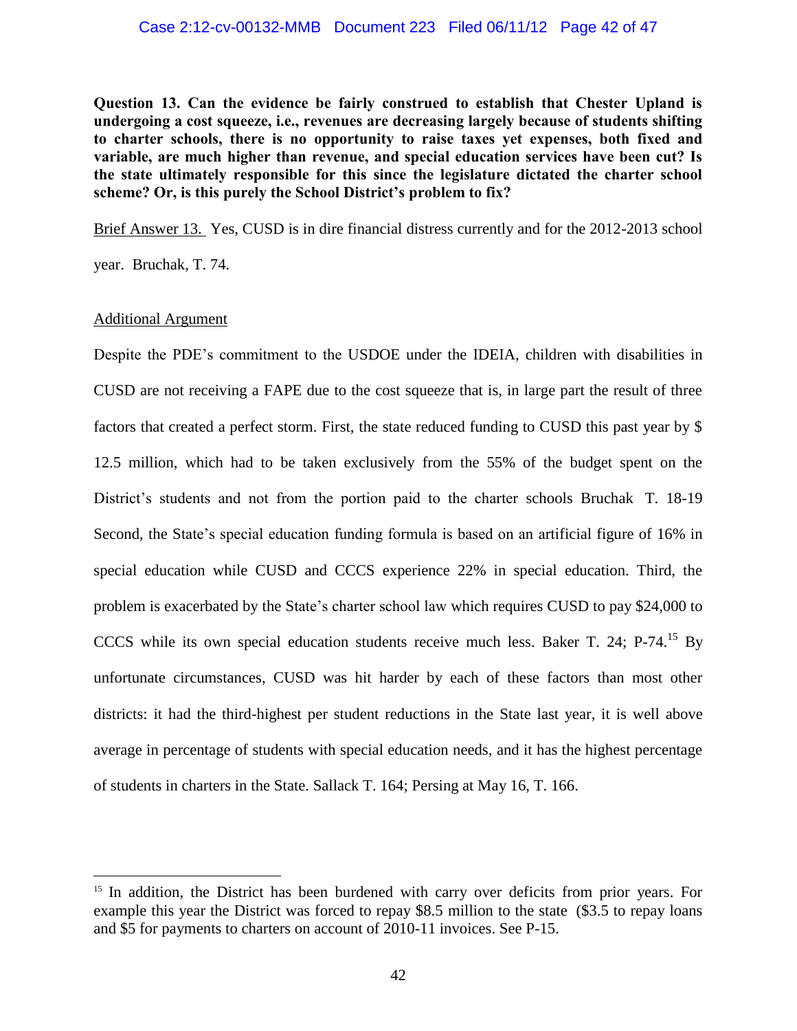**Question 13. Can the evidence be fairly construed to establish that Chester Upland is undergoing a cost squeeze, i.e., revenues are decreasing largely because of students shifting to charter schools, there is no opportunity to raise taxes yet expenses, both fixed and variable, are much higher than revenue, and special education services have been cut? Is the state ultimately responsible for this since the legislature dictated the charter school scheme? Or, is this purely the School District's problem to fix?**

Brief Answer 13. Yes, CUSD is in dire financial distress currently and for the 2012-2013 school year. Bruchak, T. 74.

Additional Argument

Despite the PDE's commitment to the USDOE under the IDEIA, children with disabilities in CUSD are not receiving a FAPE due to the cost squeeze that is, in large part the result of three factors that created a perfect storm. First, the state reduced funding to CUSD this past year by $ 12.5 million, which had to be taken exclusively from the 55% of the budget spent on the District's students and not from the portion paid to the charter schools Bruchak T. 18-19 Second, the State's special education funding formula is based on an artificial figure of 16% in special education while CUSD and CCCS experience 22% in special education. Third, the problem is exacerbated by the State's charter school law which requires CUSD to pay $24,000 to CCCS while its own special education students receive much less. Baker T. 24; P-74.[15] By unfortunate circumstances, CUSD was hit harder by each of these factors than most other districts: it had the third-highest per student reductions in the State last year, it is well above average in percentage of students with special education needs, and it has the highest percentage of students in charters in the State. Sallack T. 164; Persing at May 16, T. 166.

[15] In addition, the District has been burdened with carry over deficits from prior years. For example this year the District was forced to repay $8.5 million to the state ($3.5 to repay loans and $5 for payments to charters on account of 2010-11 invoices. See P-15.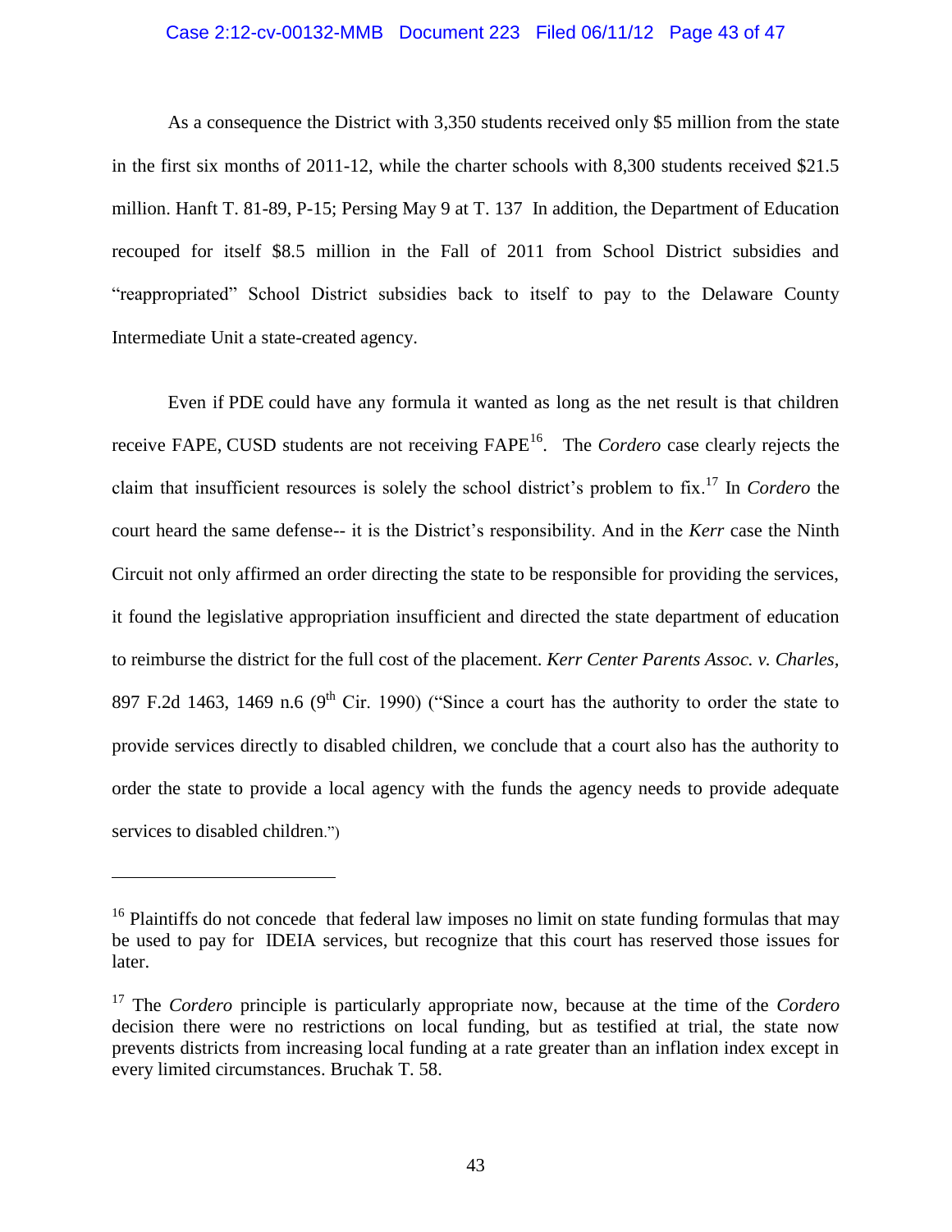As a consequence the District with 3,350 students received only $5 million from the state in the first six months of 2011-12, while the charter schools with 8,300 students received $21.5 million. Hanft T. 81-89, P-15; Persing May 9 at T. 137 In addition, the Department of Education recouped for itself $8.5 million in the Fall of 2011 from School District subsidies and "reappropriated" School District subsidies back to itself to pay to the Delaware County Intermediate Unit a state-created agency.

Even if PDE could have any formula it wanted as long as the net result is that children receive FAPE, CUSD students are not receiving FAPE[16]. The *Cordero* case clearly rejects the claim that insufficient resources is solely the school district's problem to fix.[17] In *Cordero* the court heard the same defense-- it is the District's responsibility. And in the *Kerr* case the Ninth Circuit not only affirmed an order directing the state to be responsible for providing the services, it found the legislative appropriation insufficient and directed the state department of education to reimburse the district for the full cost of the placement. *Kerr Center Parents Assoc. v. Charles,* 897 F.2d 1463, 1469 n.6 (9th Cir. 1990) ("Since a court has the authority to order the state to provide services directly to disabled children, we conclude that a court also has the authority to order the state to provide a local agency with the funds the agency needs to provide adequate services to disabled children.")

---

[16] Plaintiffs do not concede that federal law imposes no limit on state funding formulas that may be used to pay for IDEIA services, but recognize that this court has reserved those issues for later.

[17] The *Cordero* principle is particularly appropriate now, because at the time of the *Cordero* decision there were no restrictions on local funding, but as testified at trial, the state now prevents districts from increasing local funding at a rate greater than an inflation index except in every limited circumstances. Bruchak T. 58.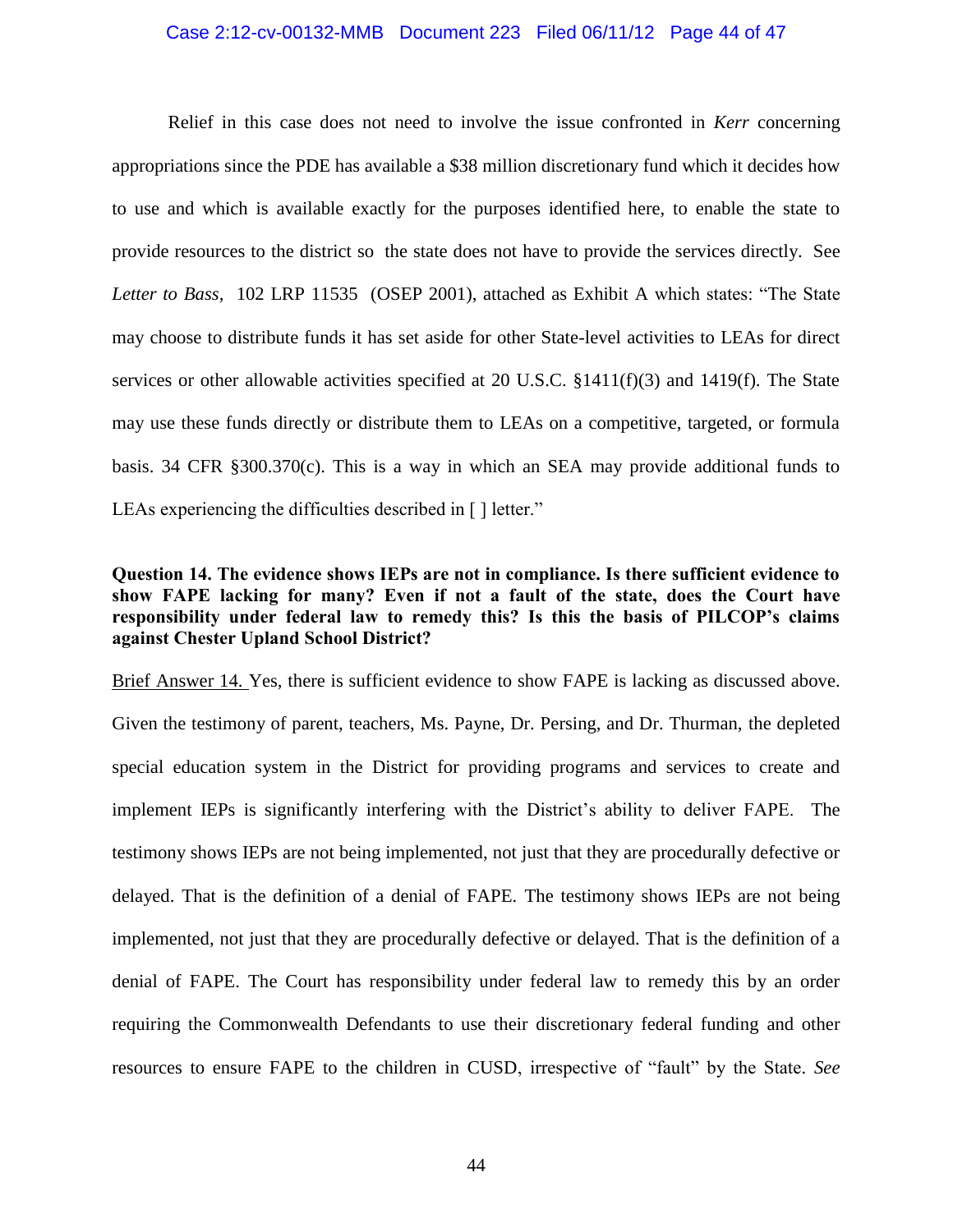Relief in this case does not need to involve the issue confronted in *Kerr* concerning appropriations since the PDE has available a $38 million discretionary fund which it decides how to use and which is available exactly for the purposes identified here, to enable the state to provide resources to the district so the state does not have to provide the services directly. See *Letter to Bass,* 102 LRP 11535 (OSEP 2001), attached as Exhibit A which states: "The State may choose to distribute funds it has set aside for other State-level activities to LEAs for direct services or other allowable activities specified at 20 U.S.C. §1411(f)(3) and 1419(f). The State may use these funds directly or distribute them to LEAs on a competitive, targeted, or formula basis. 34 CFR §300.370(c). This is a way in which an SEA may provide additional funds to LEAs experiencing the difficulties described in [ ] letter."

**Question 14. The evidence shows IEPs are not in compliance. Is there sufficient evidence to show FAPE lacking for many? Even if not a fault of the state, does the Court have responsibility under federal law to remedy this? Is this the basis of PILCOP's claims against Chester Upland School District?**

<u>Brief Answer 14.</u> Yes, there is sufficient evidence to show FAPE is lacking as discussed above. Given the testimony of parent, teachers, Ms. Payne, Dr. Persing, and Dr. Thurman, the depleted special education system in the District for providing programs and services to create and implement IEPs is significantly interfering with the District's ability to deliver FAPE. The testimony shows IEPs are not being implemented, not just that they are procedurally defective or delayed. That is the definition of a denial of FAPE. The testimony shows IEPs are not being implemented, not just that they are procedurally defective or delayed. That is the definition of a denial of FAPE. The Court has responsibility under federal law to remedy this by an order requiring the Commonwealth Defendants to use their discretionary federal funding and other resources to ensure FAPE to the children in CUSD, irrespective of "fault" by the State. *See*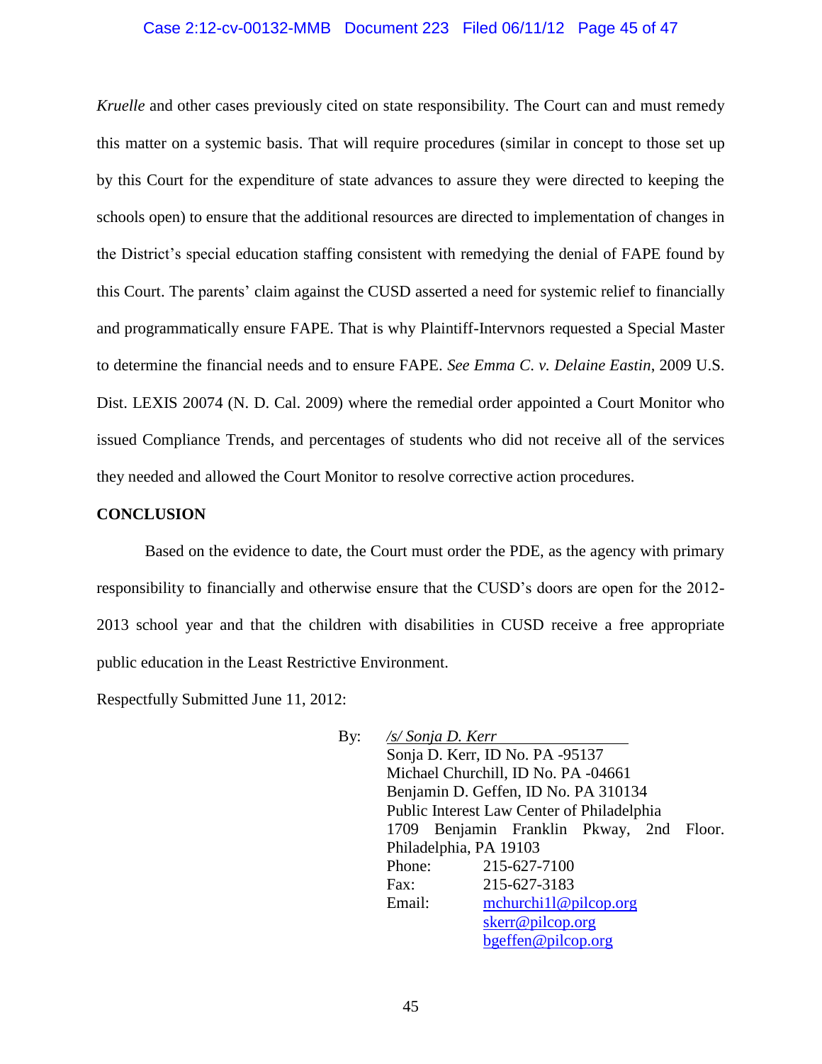*Kruelle* and other cases previously cited on state responsibility. The Court can and must remedy this matter on a systemic basis. That will require procedures (similar in concept to those set up by this Court for the expenditure of state advances to assure they were directed to keeping the schools open) to ensure that the additional resources are directed to implementation of changes in the District's special education staffing consistent with remedying the denial of FAPE found by this Court. The parents' claim against the CUSD asserted a need for systemic relief to financially and programmatically ensure FAPE. That is why Plaintiff-Intervnors requested a Special Master to determine the financial needs and to ensure FAPE. *See Emma C. v. Delaine Eastin*, 2009 U.S. Dist. LEXIS 20074 (N. D. Cal. 2009) where the remedial order appointed a Court Monitor who issued Compliance Trends, and percentages of students who did not receive all of the services they needed and allowed the Court Monitor to resolve corrective action procedures.

**CONCLUSION**

Based on the evidence to date, the Court must order the PDE, as the agency with primary responsibility to financially and otherwise ensure that the CUSD's doors are open for the 2012-2013 school year and that the children with disabilities in CUSD receive a free appropriate public education in the Least Restrictive Environment.

Respectfully Submitted June 11, 2012:

By: */s/ Sonja D. Kerr*
Sonja D. Kerr, ID No. PA -95137
Michael Churchill, ID No. PA -04661
Benjamin D. Geffen, ID No. PA 310134
Public Interest Law Center of Philadelphia
1709 Benjamin Franklin Pkway, 2nd Floor.
Philadelphia, PA 19103
Phone: 215-627-7100
Fax: 215-627-3183
Email: mchurchi1l@pilcop.org
skerr@pilcop.org
bgeffen@pilcop.org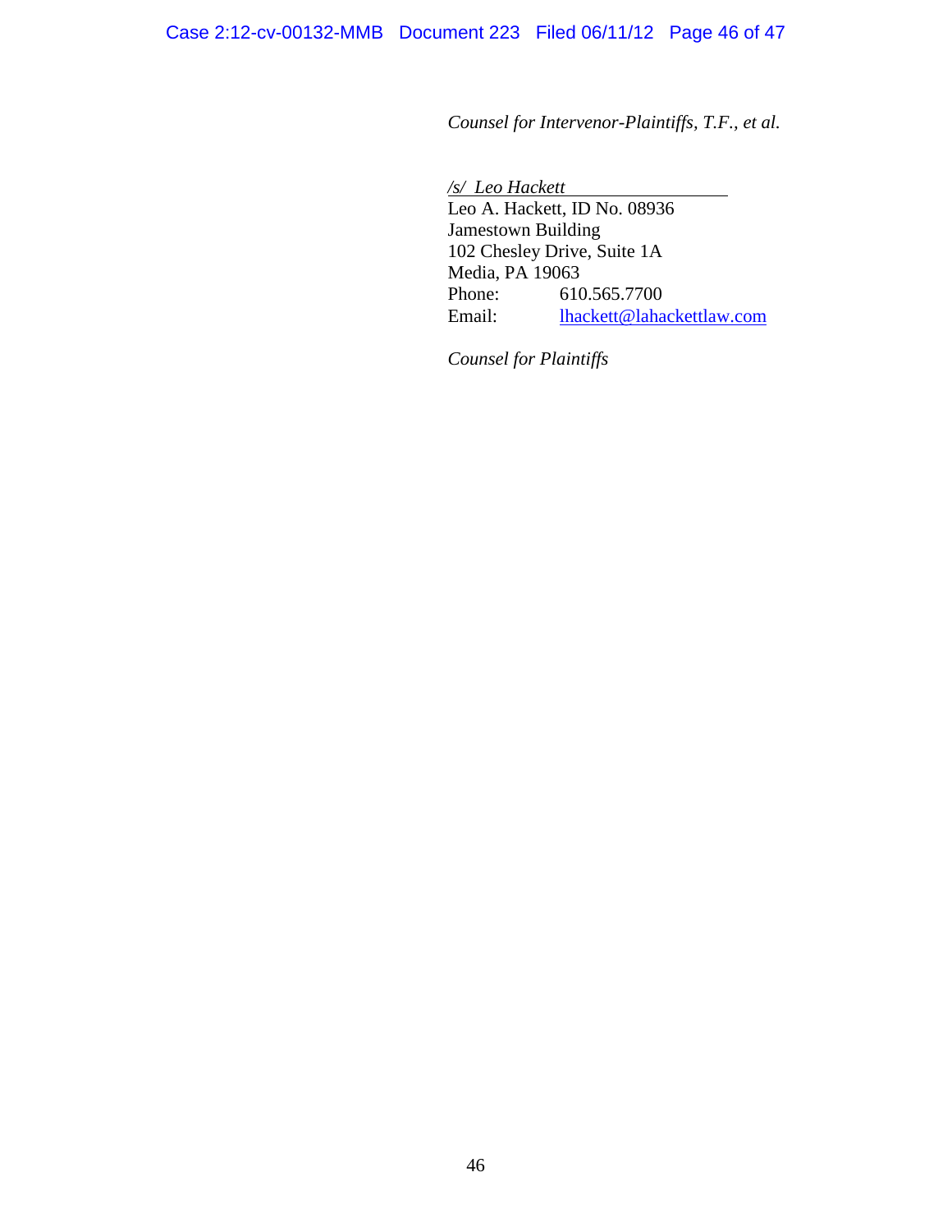*Counsel for Intervenor-Plaintiffs, T.F., et al.*

*/s/ Leo Hackett*
Leo A. Hackett, ID No. 08936
Jamestown Building
102 Chesley Drive, Suite 1A
Media, PA 19063
Phone: 610.565.7700
Email: lhackett@lahackettlaw.com

*Counsel for Plaintiffs*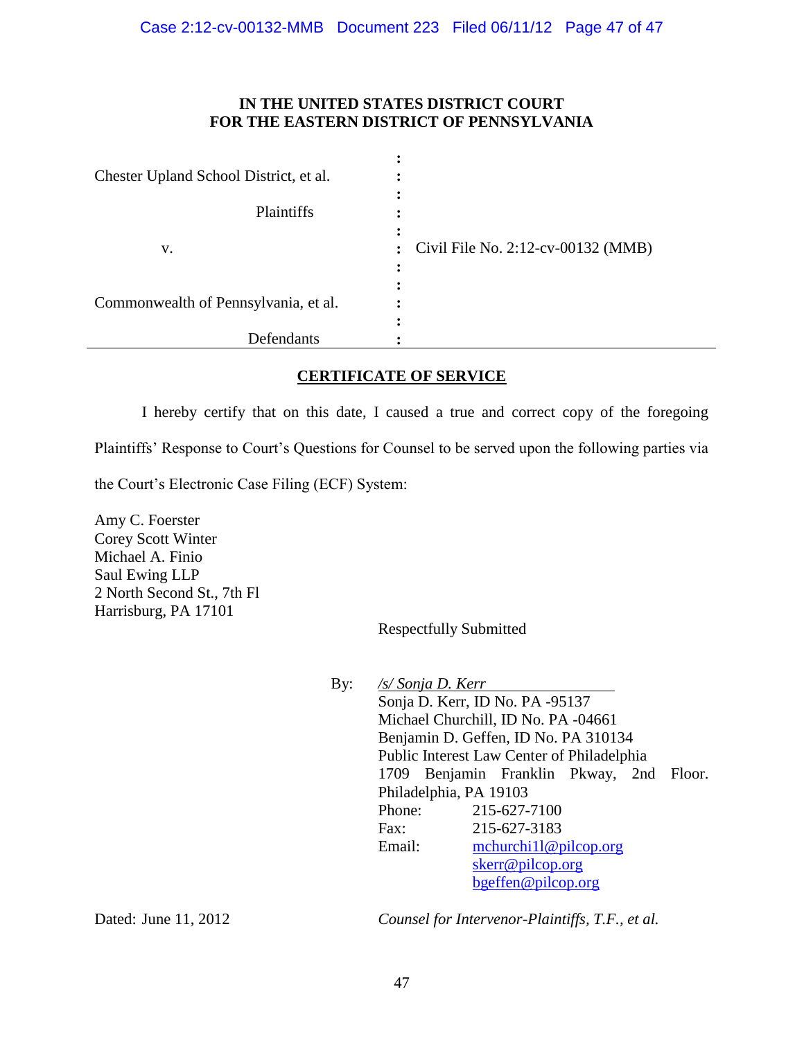**IN THE UNITED STATES DISTRICT COURT**
**FOR THE EASTERN DISTRICT OF PENNSYLVANIA**

| | | |
|---|---|---|
| Chester Upland School District, et al. | : | |
| Plaintiffs | : | |
| v. | : | Civil File No. 2:12-cv-00132 (MMB) |
| Commonwealth of Pennsylvania, et al. | : | |
| Defendants | : | |

**CERTIFICATE OF SERVICE**

I hereby certify that on this date, I caused a true and correct copy of the foregoing Plaintiffs' Response to Court's Questions for Counsel to be served upon the following parties via the Court's Electronic Case Filing (ECF) System:

Amy C. Foerster
Corey Scott Winter
Michael A. Finio
Saul Ewing LLP
2 North Second St., 7th Fl
Harrisburg, PA 17101

Respectfully Submitted

By: */s/ Sonja D. Kerr*
Sonja D. Kerr, ID No. PA -95137
Michael Churchill, ID No. PA -04661
Benjamin D. Geffen, ID No. PA 310134
Public Interest Law Center of Philadelphia
1709 Benjamin Franklin Pkway, 2nd Floor.
Philadelphia, PA 19103
Phone: 215-627-7100
Fax: 215-627-3183
Email: mchurchi1l@pilcop.org
skerr@pilcop.org
bgeffen@pilcop.org

Dated: June 11, 2012

*Counsel for Intervenor-Plaintiffs, T.F., et al.*